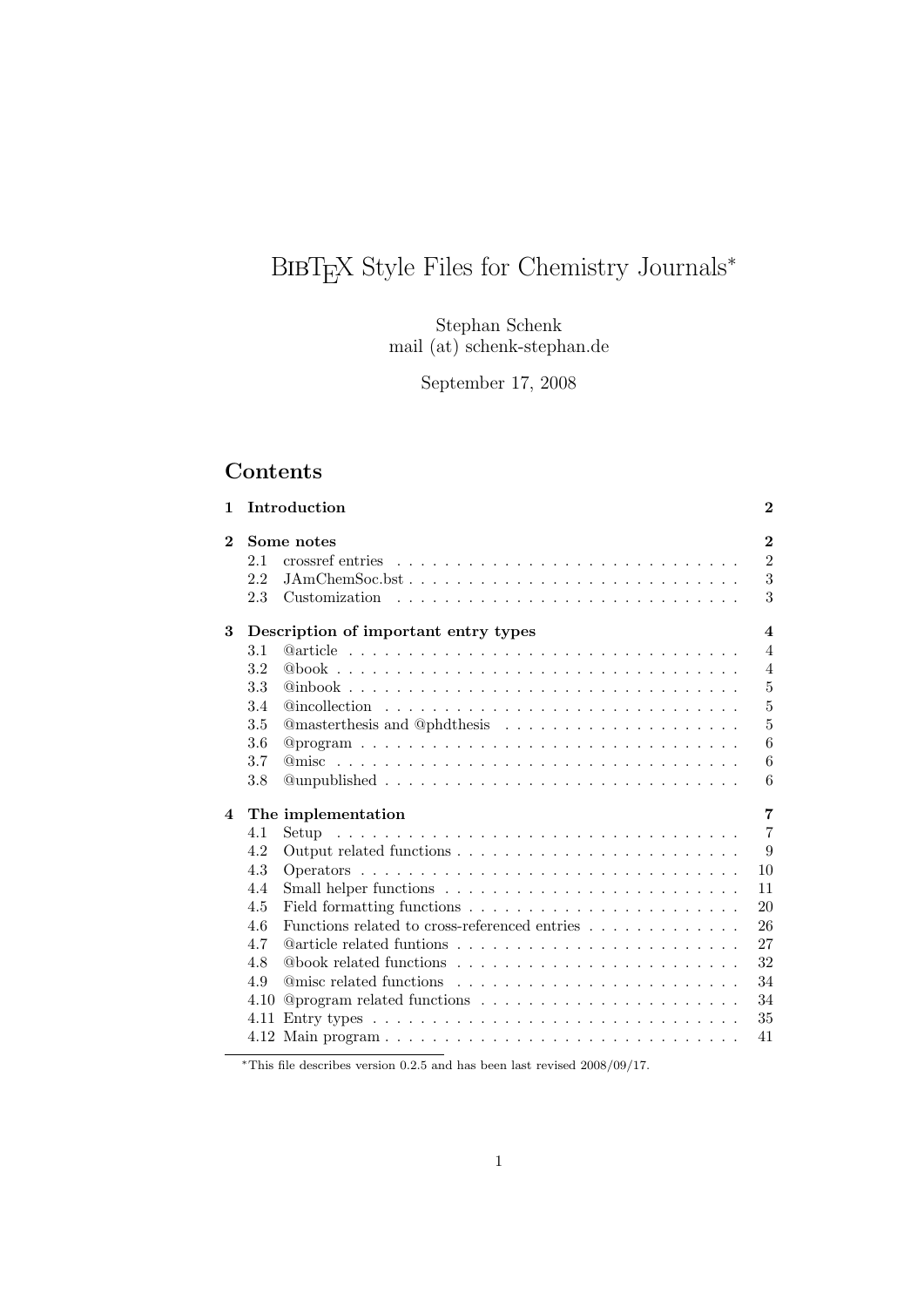# BibTeX Style Files for Chemistry Journals*

Stephan Schenk
mail (at) schenk-stephan.de

September 17, 2008

## Contents

| | | |
|---|---|---|
| **1** | **Introduction** | **2** |
| **2** | **Some notes** | **2** |
| 2.1 | crossref entries | 2 |
| 2.2 | JAmChemSoc.bst | 3 |
| 2.3 | Customization | 3 |
| **3** | **Description of important entry types** | **4** |
| 3.1 | @article | 4 |
| 3.2 | @book | 4 |
| 3.3 | @inbook | 5 |
| 3.4 | @incollection | 5 |
| 3.5 | @masterthesis and @phdthesis | 5 |
| 3.6 | @program | 6 |
| 3.7 | @misc | 6 |
| 3.8 | @unpublished | 6 |
| **4** | **The implementation** | **7** |
| 4.1 | Setup | 7 |
| 4.2 | Output related functions | 9 |
| 4.3 | Operators | 10 |
| 4.4 | Small helper functions | 11 |
| 4.5 | Field formatting functions | 20 |
| 4.6 | Functions related to cross-referenced entries | 26 |
| 4.7 | @article related funtions | 27 |
| 4.8 | @book related functions | 32 |
| 4.9 | @misc related functions | 34 |
| 4.10 | @program related functions | 34 |
| 4.11 | Entry types | 35 |
| 4.12 | Main program | 41 |

*This file describes version 0.2.5 and has been last revised 2008/09/17.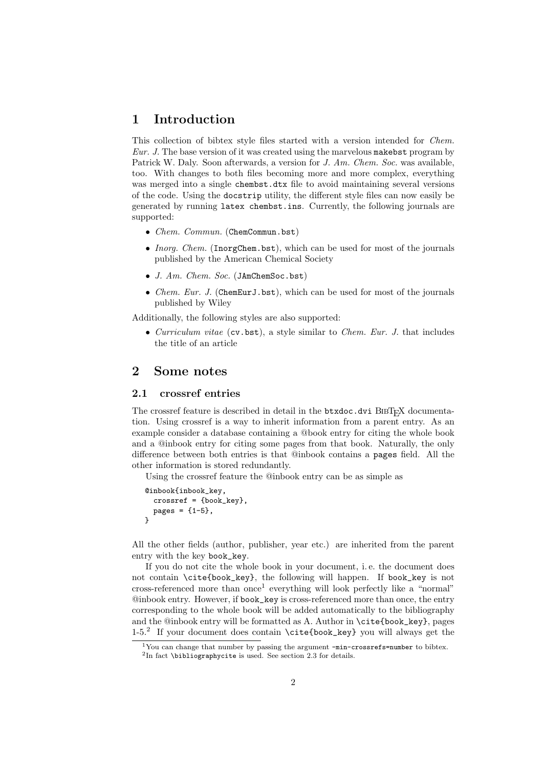# 1 Introduction

This collection of bibtex style files started with a version intended for *Chem. Eur. J.* The base version of it was created using the marvelous `makebst` program by Patrick W. Daly. Soon afterwards, a version for *J. Am. Chem. Soc.* was available, too. With changes to both files becoming more and more complex, everything was merged into a single `chembst.dtx` file to avoid maintaining several versions of the code. Using the `docstrip` utility, the different style files can now easily be generated by running `latex chembst.ins`. Currently, the following journals are supported:

- *Chem. Commun.* (`ChemCommun.bst`)
- *Inorg. Chem.* (`InorgChem.bst`), which can be used for most of the journals published by the American Chemical Society
- *J. Am. Chem. Soc.* (`JAmChemSoc.bst`)
- *Chem. Eur. J.* (`ChemEurJ.bst`), which can be used for most of the journals published by Wiley

Additionally, the following styles are also supported:

- *Curriculum vitae* (`cv.bst`), a style similar to *Chem. Eur. J.* that includes the title of an article

# 2 Some notes

## 2.1 crossref entries

The crossref feature is described in detail in the `btxdoc.dvi` BibTeX documentation. Using crossref is a way to inherit information from a parent entry. As an example consider a database containing a @book entry for citing the whole book and a @inbook entry for citing some pages from that book. Naturally, the only difference between both entries is that @inbook contains a `pages` field. All the other information is stored redundantly.

Using the crossref feature the @inbook entry can be as simple as

```
@inbook{inbook_key,
  crossref = {book_key},
  pages = {1-5},
}
```

All the other fields (author, publisher, year etc.) are inherited from the parent entry with the key `book_key`.

If you do not cite the whole book in your document, i. e. the document does not contain `\cite{book_key}`, the following will happen. If `book_key` is not cross-referenced more than once[1] everything will look perfectly like a "normal" @inbook entry. However, if `book_key` is cross-referenced more than once, the entry corresponding to the whole book will be added automatically to the bibliography and the @inbook entry will be formatted as A. Author in `\cite{book_key}`, pages 1-5.[2] If your document does contain `\cite{book_key}` you will always get the

[1] You can change that number by passing the argument `-min-crossrefs=number` to bibtex.

[2] In fact `\bibliographycite` is used. See section 2.3 for details.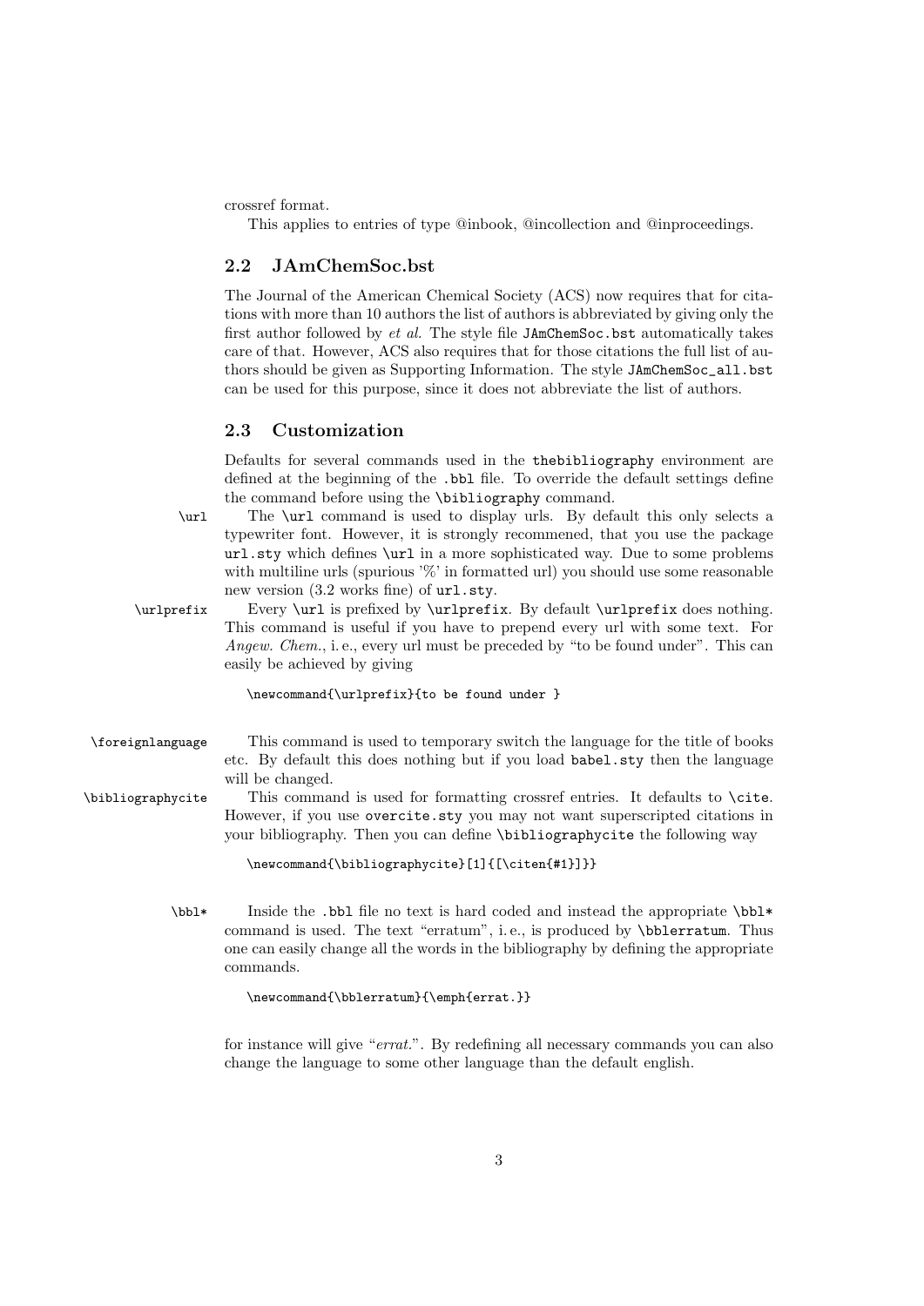crossref format.

This applies to entries of type @inbook, @incollection and @inproceedings.

### 2.2 JAmChemSoc.bst

The Journal of the American Chemical Society (ACS) now requires that for citations with more than 10 authors the list of authors is abbreviated by giving only the first author followed by *et al.* The style file `JAmChemSoc.bst` automatically takes care of that. However, ACS also requires that for those citations the full list of authors should be given as Supporting Information. The style `JAmChemSoc_all.bst` can be used for this purpose, since it does not abbreviate the list of authors.

### 2.3 Customization

Defaults for several commands used in the `thebibliography` environment are defined at the beginning of the `.bbl` file. To override the default settings define the command before using the `\bibliography` command.

`\url` The `\url` command is used to display urls. By default this only selects a typewriter font. However, it is strongly recommened, that you use the package `url.sty` which defines `\url` in a more sophisticated way. Due to some problems with multiline urls (spurious '%' in formatted url) you should use some reasonable new version (3.2 works fine) of `url.sty`.

`\urlprefix` Every `\url` is prefixed by `\urlprefix`. By default `\urlprefix` does nothing. This command is useful if you have to prepend every url with some text. For *Angew. Chem.*, i. e., every url must be preceded by "to be found under". This can easily be achieved by giving

```
\newcommand{\urlprefix}{to be found under }
```

`\foreignlanguage` This command is used to temporary switch the language for the title of books etc. By default this does nothing but if you load `babel.sty` then the language will be changed.

`\bibliographycite` This command is used for formatting crossref entries. It defaults to `\cite`. However, if you use `overcite.sty` you may not want superscripted citations in your bibliography. Then you can define `\bibliographycite` the following way

```
\newcommand{\bibliographycite}[1]{[\citen{#1}]}
```

`\bbl*` Inside the `.bbl` file no text is hard coded and instead the appropriate `\bbl*` command is used. The text "erratum", i. e., is produced by `\bblerratum`. Thus one can easily change all the words in the bibliography by defining the appropriate commands.

```
\newcommand{\bblerratum}{\emph{errat.}}
```

for instance will give "*errat.*". By redefining all necessary commands you can also change the language to some other language than the default english.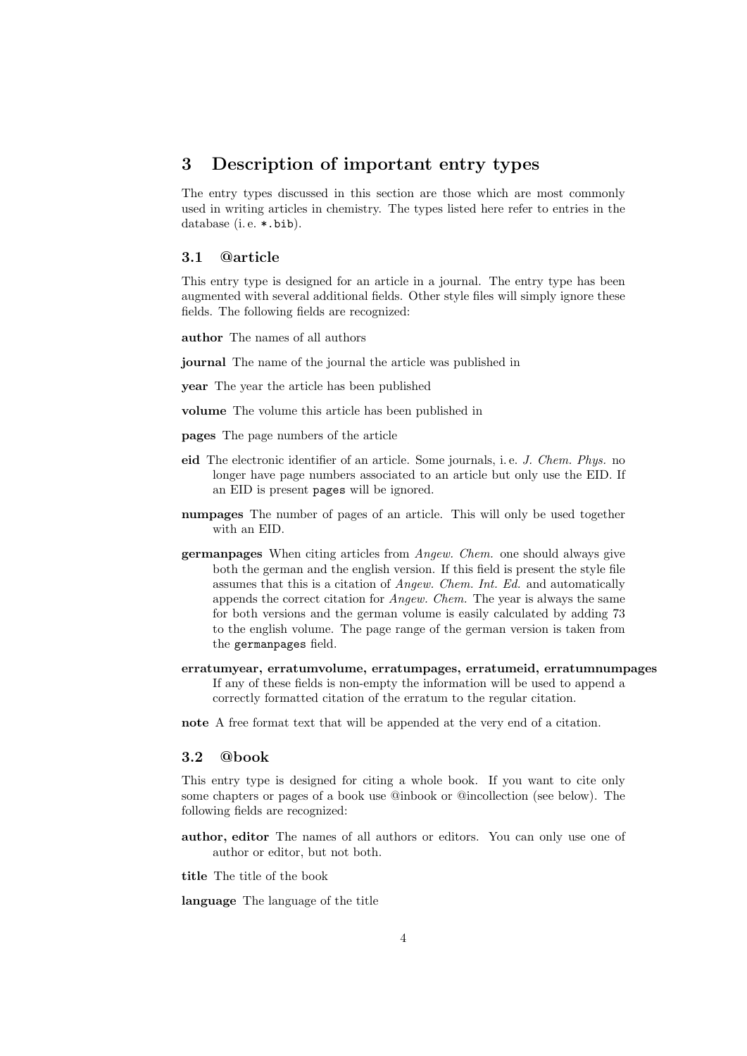# 3 Description of important entry types

The entry types discussed in this section are those which are most commonly used in writing articles in chemistry. The types listed here refer to entries in the database (i. e. `*.bib`).

## 3.1 @article

This entry type is designed for an article in a journal. The entry type has been augmented with several additional fields. Other style files will simply ignore these fields. The following fields are recognized:

**author** The names of all authors

**journal** The name of the journal the article was published in

**year** The year the article has been published

**volume** The volume this article has been published in

**pages** The page numbers of the article

**eid** The electronic identifier of an article. Some journals, i. e. *J. Chem. Phys.* no longer have page numbers associated to an article but only use the EID. If an EID is present `pages` will be ignored.

**numpages** The number of pages of an article. This will only be used together with an EID.

**germanpages** When citing articles from *Angew. Chem.* one should always give both the german and the english version. If this field is present the style file assumes that this is a citation of *Angew. Chem. Int. Ed.* and automatically appends the correct citation for *Angew. Chem.* The year is always the same for both versions and the german volume is easily calculated by adding 73 to the english volume. The page range of the german version is taken from the `germanpages` field.

**erratumyear, erratumvolume, erratumpages, erratumeid, erratumnumpages** If any of these fields is non-empty the information will be used to append a correctly formatted citation of the erratum to the regular citation.

**note** A free format text that will be appended at the very end of a citation.

## 3.2 @book

This entry type is designed for citing a whole book. If you want to cite only some chapters or pages of a book use @inbook or @incollection (see below). The following fields are recognized:

**author, editor** The names of all authors or editors. You can only use one of author or editor, but not both.

**title** The title of the book

**language** The language of the title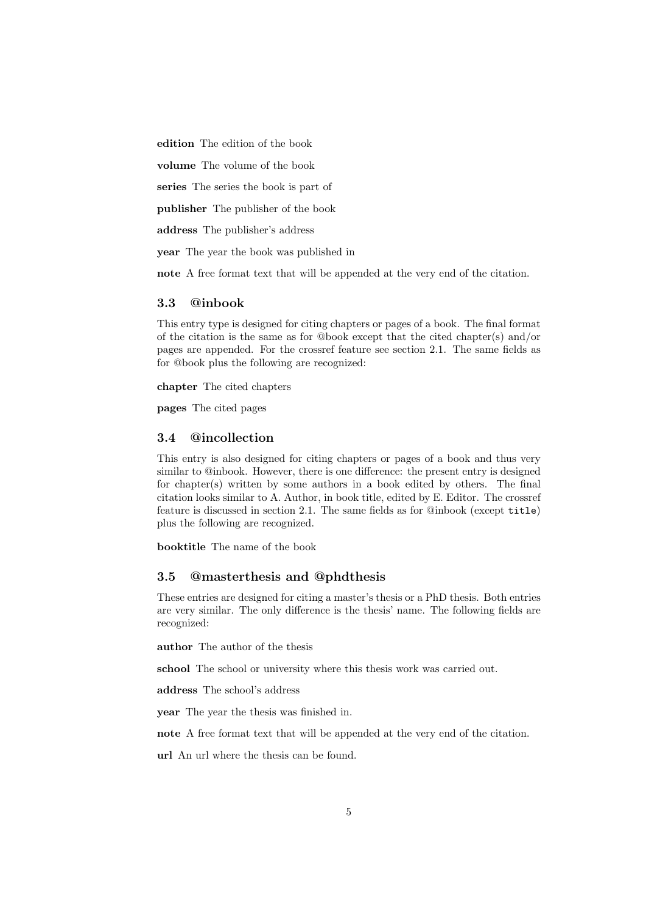**edition** The edition of the book

**volume** The volume of the book

**series** The series the book is part of

**publisher** The publisher of the book

**address** The publisher's address

**year** The year the book was published in

**note** A free format text that will be appended at the very end of the citation.

### 3.3 @inbook

This entry type is designed for citing chapters or pages of a book. The final format of the citation is the same as for @book except that the cited chapter(s) and/or pages are appended. For the crossref feature see section 2.1. The same fields as for @book plus the following are recognized:

**chapter** The cited chapters

**pages** The cited pages

### 3.4 @incollection

This entry is also designed for citing chapters or pages of a book and thus very similar to @inbook. However, there is one difference: the present entry is designed for chapter(s) written by some authors in a book edited by others. The final citation looks similar to A. Author, in book title, edited by E. Editor. The crossref feature is discussed in section 2.1. The same fields as for @inbook (except `title`) plus the following are recognized.

**booktitle** The name of the book

### 3.5 @masterthesis and @phdthesis

These entries are designed for citing a master's thesis or a PhD thesis. Both entries are very similar. The only difference is the thesis' name. The following fields are recognized:

**author** The author of the thesis

**school** The school or university where this thesis work was carried out.

**address** The school's address

**year** The year the thesis was finished in.

**note** A free format text that will be appended at the very end of the citation.

**url** An url where the thesis can be found.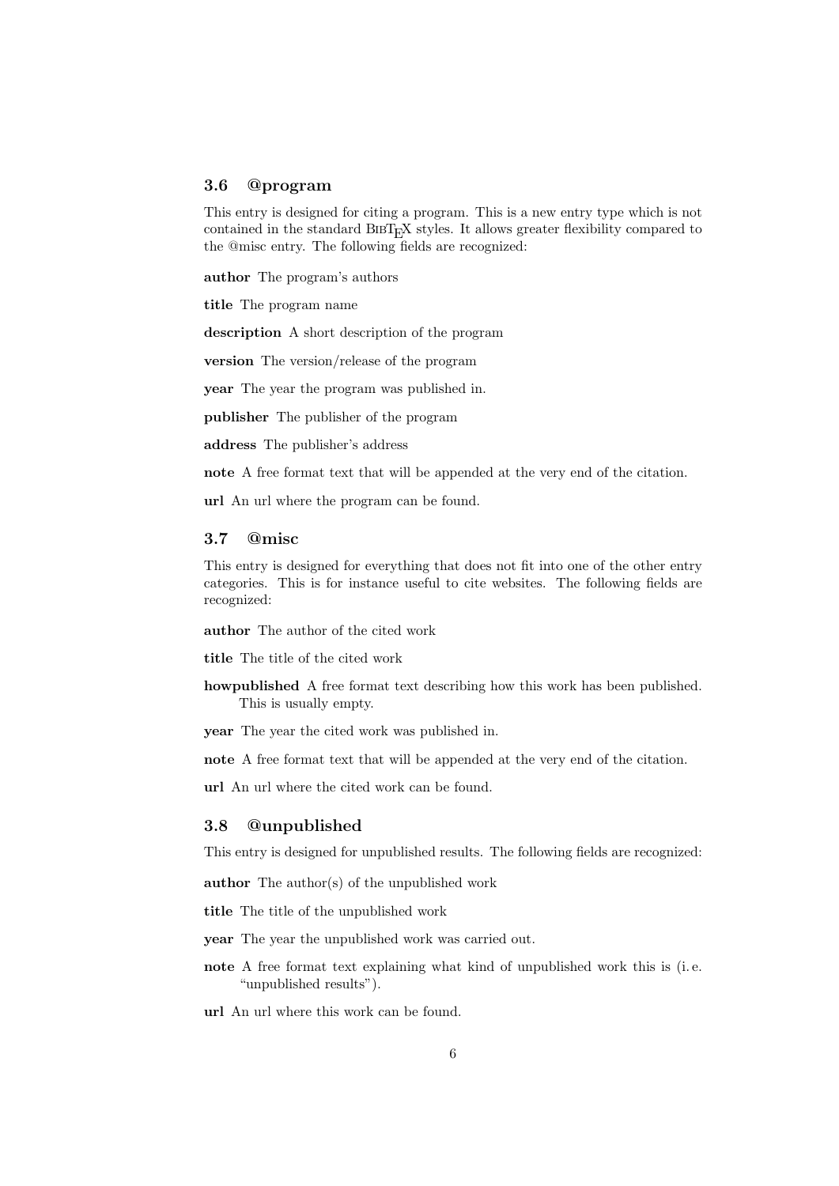### 3.6 @program

This entry is designed for citing a program. This is a new entry type which is not contained in the standard BibTeX styles. It allows greater flexibility compared to the @misc entry. The following fields are recognized:

**author** The program's authors

**title** The program name

**description** A short description of the program

**version** The version/release of the program

**year** The year the program was published in.

**publisher** The publisher of the program

**address** The publisher's address

**note** A free format text that will be appended at the very end of the citation.

**url** An url where the program can be found.

### 3.7 @misc

This entry is designed for everything that does not fit into one of the other entry categories. This is for instance useful to cite websites. The following fields are recognized:

**author** The author of the cited work

**title** The title of the cited work

**howpublished** A free format text describing how this work has been published. This is usually empty.

**year** The year the cited work was published in.

**note** A free format text that will be appended at the very end of the citation.

**url** An url where the cited work can be found.

### 3.8 @unpublished

This entry is designed for unpublished results. The following fields are recognized:

**author** The author(s) of the unpublished work

**title** The title of the unpublished work

**year** The year the unpublished work was carried out.

**note** A free format text explaining what kind of unpublished work this is (i. e. "unpublished results").

**url** An url where this work can be found.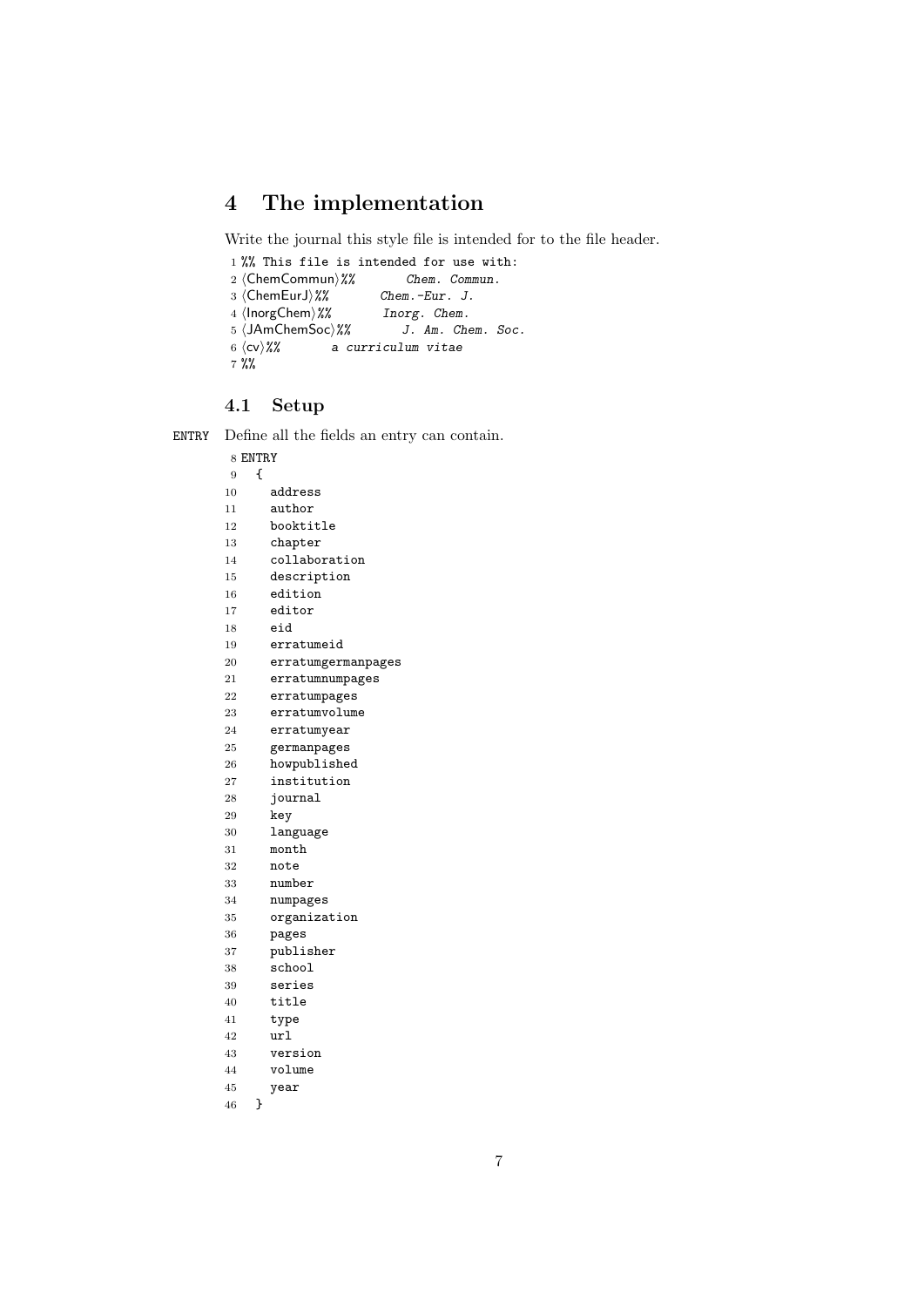# 4 The implementation

Write the journal this style file is intended for to the file header.

```
1 %% This file is intended for use with:
2 ⟨ChemCommun⟩%%       Chem. Commun.
3 ⟨ChemEurJ⟩%%       Chem.-Eur. J.
4 ⟨InorgChem⟩%%       Inorg. Chem.
5 ⟨JAmChemSoc⟩%%       J. Am. Chem. Soc.
6 ⟨cv⟩%%       a curriculum vitae
7 %%
```

## 4.1 Setup

ENTRY Define all the fields an entry can contain.

```
8 ENTRY
9   {
10    address
11    author
12    booktitle
13    chapter
14    collaboration
15    description
16    edition
17    editor
18    eid
19    erratumeid
20    erratumgermanpages
21    erratumnumpages
22    erratumpages
23    erratumvolume
24    erratumyear
25    germanpages
26    howpublished
27    institution
28    journal
29    key
30    language
31    month
32    note
33    number
34    numpages
35    organization
36    pages
37    publisher
38    school
39    series
40    title
41    type
42    url
43    version
44    volume
45    year
46  }
```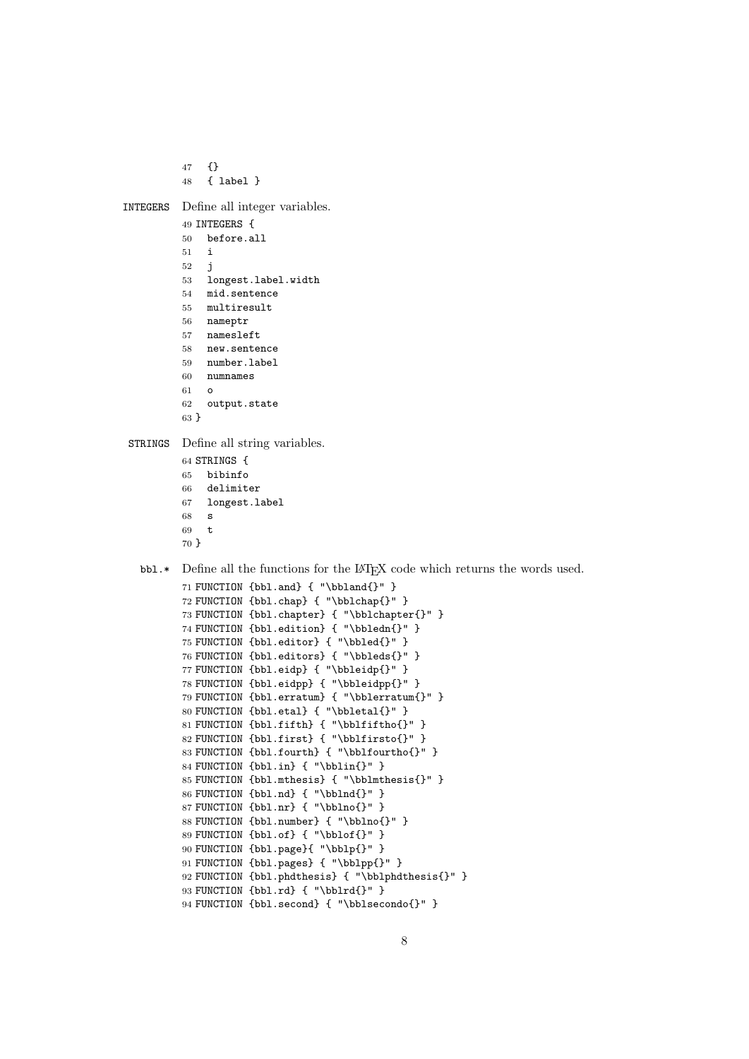```
47   {}
48   { label }
```

**INTEGERS** Define all integer variables.

```
49 INTEGERS {
50   before.all
51   i
52   j
53   longest.label.width
54   mid.sentence
55   multiresult
56   nameptr
57   namesleft
58   new.sentence
59   number.label
60   numnames
61   o
62   output.state
63 }
```

**STRINGS** Define all string variables.

```
64 STRINGS {
65   bibinfo
66   delimiter
67   longest.label
68   s
69   t
70 }
```

**bbl.*** Define all the functions for the LaTeX code which returns the words used.

```
71 FUNCTION {bbl.and} { "\bbland{}" }
72 FUNCTION {bbl.chap} { "\bblchap{}" }
73 FUNCTION {bbl.chapter} { "\bblchapter{}" }
74 FUNCTION {bbl.edition} { "\bbledn{}" }
75 FUNCTION {bbl.editor} { "\bbled{}" }
76 FUNCTION {bbl.editors} { "\bbleds{}" }
77 FUNCTION {bbl.eidp} { "\bbleidp{}" }
78 FUNCTION {bbl.eidpp} { "\bbleidpp{}" }
79 FUNCTION {bbl.erratum} { "\bblerratum{}" }
80 FUNCTION {bbl.etal} { "\bbletal{}" }
81 FUNCTION {bbl.fifth} { "\bblfiftho{}" }
82 FUNCTION {bbl.first} { "\bblfirsto{}" }
83 FUNCTION {bbl.fourth} { "\bblfourtho{}" }
84 FUNCTION {bbl.in} { "\bblin{}" }
85 FUNCTION {bbl.mthesis} { "\bblmthesis{}" }
86 FUNCTION {bbl.nd} { "\bblnd{}" }
87 FUNCTION {bbl.nr} { "\bblno{}" }
88 FUNCTION {bbl.number} { "\bblno{}" }
89 FUNCTION {bbl.of} { "\bblof{}" }
90 FUNCTION {bbl.page}{ "\bblp{}" }
91 FUNCTION {bbl.pages} { "\bblpp{}" }
92 FUNCTION {bbl.phdthesis} { "\bblphdthesis{}" }
93 FUNCTION {bbl.rd} { "\bblrd{}" }
94 FUNCTION {bbl.second} { "\bblsecondo{}" }
```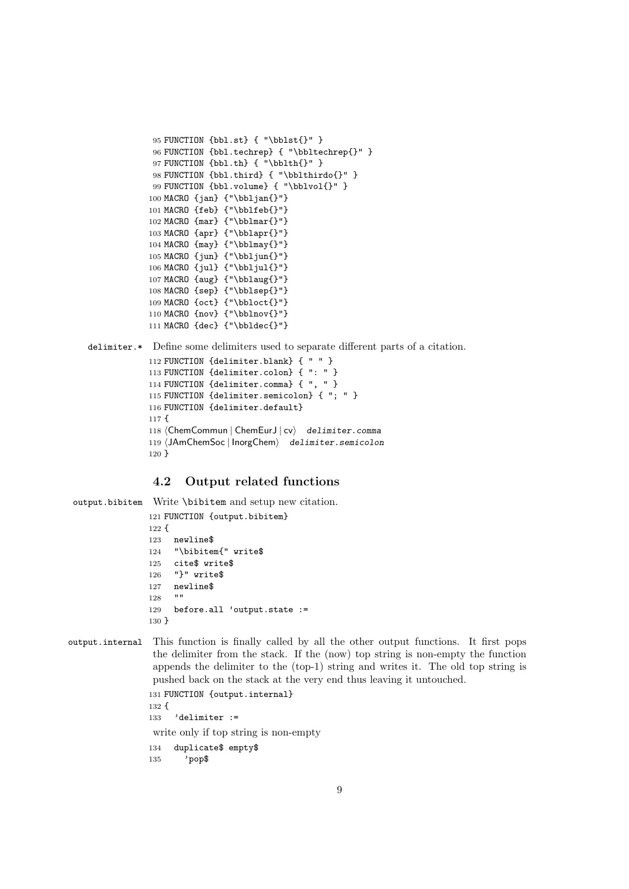```
95 FUNCTION {bbl.st} { "\bblst{}" }
96 FUNCTION {bbl.techrep} { "\bbltechrep{}" }
97 FUNCTION {bbl.th} { "\bblth{}" }
98 FUNCTION {bbl.third} { "\bblthirdo{}" }
99 FUNCTION {bbl.volume} { "\bblvol{}" }
100 MACRO {jan} {"\bbljan{}"}
101 MACRO {feb} {"\bblfeb{}"}
102 MACRO {mar} {"\bblmar{}"}
103 MACRO {apr} {"\bblapr{}"}
104 MACRO {may} {"\bblmay{}"}
105 MACRO {jun} {"\bbljun{}"}
106 MACRO {jul} {"\bbljul{}"}
107 MACRO {aug} {"\bblaug{}"}
108 MACRO {sep} {"\bblsep{}"}
109 MACRO {oct} {"\bbloct{}"}
110 MACRO {nov} {"\bblnov{}"}
111 MACRO {dec} {"\bbldec{}"}
```

`delimiter.*` Define some delimiters used to separate different parts of a citation.

```
112 FUNCTION {delimiter.blank} { " " }
113 FUNCTION {delimiter.colon} { ": " }
114 FUNCTION {delimiter.comma} { ", " }
115 FUNCTION {delimiter.semicolon} { "; " }
116 FUNCTION {delimiter.default}
117 {
118 ⟨ChemCommun | ChemEurJ | cv⟩   delimiter.comma
119 ⟨JAmChemSoc | InorgChem⟩   delimiter.semicolon
120 }
```

## 4.2 Output related functions

`output.bibitem` Write `\bibitem` and setup new citation.

```
121 FUNCTION {output.bibitem}
122 {
123   newline$
124   "\bibitem{" write$
125   cite$ write$
126   "}" write$
127   newline$
128   ""
129   before.all 'output.state :=
130 }
```

`output.internal` This function is finally called by all the other output functions. It first pops the delimiter from the stack. If the (now) top string is non-empty the function appends the delimiter to the (top-1) string and writes it. The old top string is pushed back on the stack at the very end thus leaving it untouched.

```
131 FUNCTION {output.internal}
132 {
133   'delimiter :=
```

write only if top string is non-empty

```
134   duplicate$ empty$
135     'pop$
```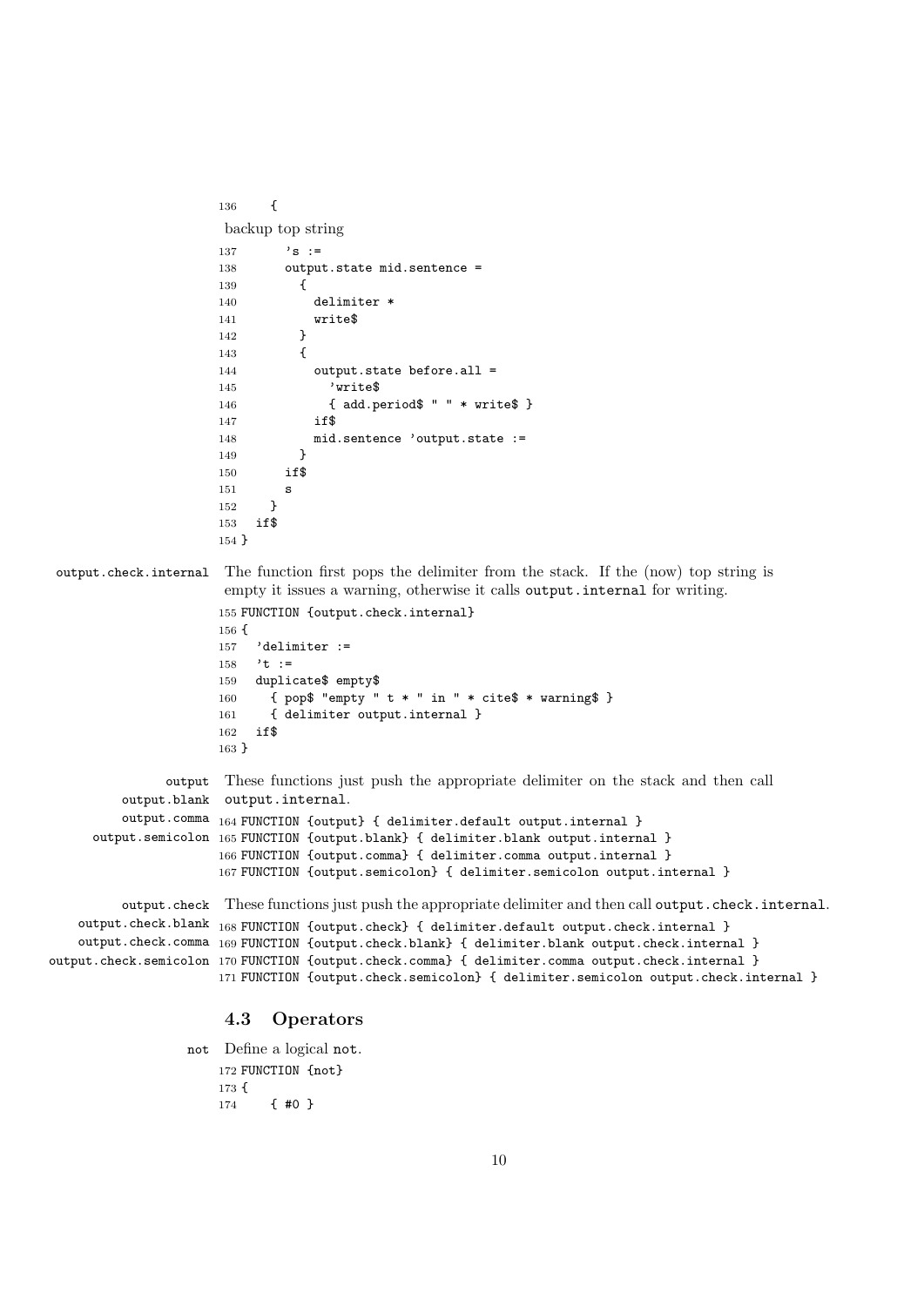```
136     {
```

backup top string

```
137       's :=
138       output.state mid.sentence =
139         {
140           delimiter *
141           write$
142         }
143         {
144           output.state before.all =
145             'write$
146             { add.period$ " " * write$ }
147           if$
148           mid.sentence 'output.state :=
149         }
150       if$
151       s
152     }
153   if$
154 }
```

`output.check.internal` The function first pops the delimiter from the stack. If the (now) top string is empty it issues a warning, otherwise it calls `output.internal` for writing.

```
155 FUNCTION {output.check.internal}
156 {
157   'delimiter :=
158   't :=
159   duplicate$ empty$
160     { pop$ "empty " t * " in " * cite$ * warning$ }
161     { delimiter output.internal }
162   if$
163 }
```

`output` `output.blank` `output.comma` `output.semicolon` These functions just push the appropriate delimiter on the stack and then call `output.internal`.

```
164 FUNCTION {output} { delimiter.default output.internal }
165 FUNCTION {output.blank} { delimiter.blank output.internal }
166 FUNCTION {output.comma} { delimiter.comma output.internal }
167 FUNCTION {output.semicolon} { delimiter.semicolon output.internal }
```

`output.check` `output.check.blank` `output.check.comma` `output.check.semicolon` These functions just push the appropriate delimiter and then call `output.check.internal`.

```
168 FUNCTION {output.check} { delimiter.default output.check.internal }
169 FUNCTION {output.check.blank} { delimiter.blank output.check.internal }
170 FUNCTION {output.check.comma} { delimiter.comma output.check.internal }
171 FUNCTION {output.check.semicolon} { delimiter.semicolon output.check.internal }
```

### 4.3 Operators

`not` Define a logical `not`.

```
172 FUNCTION {not}
173 {
174     { #0 }
```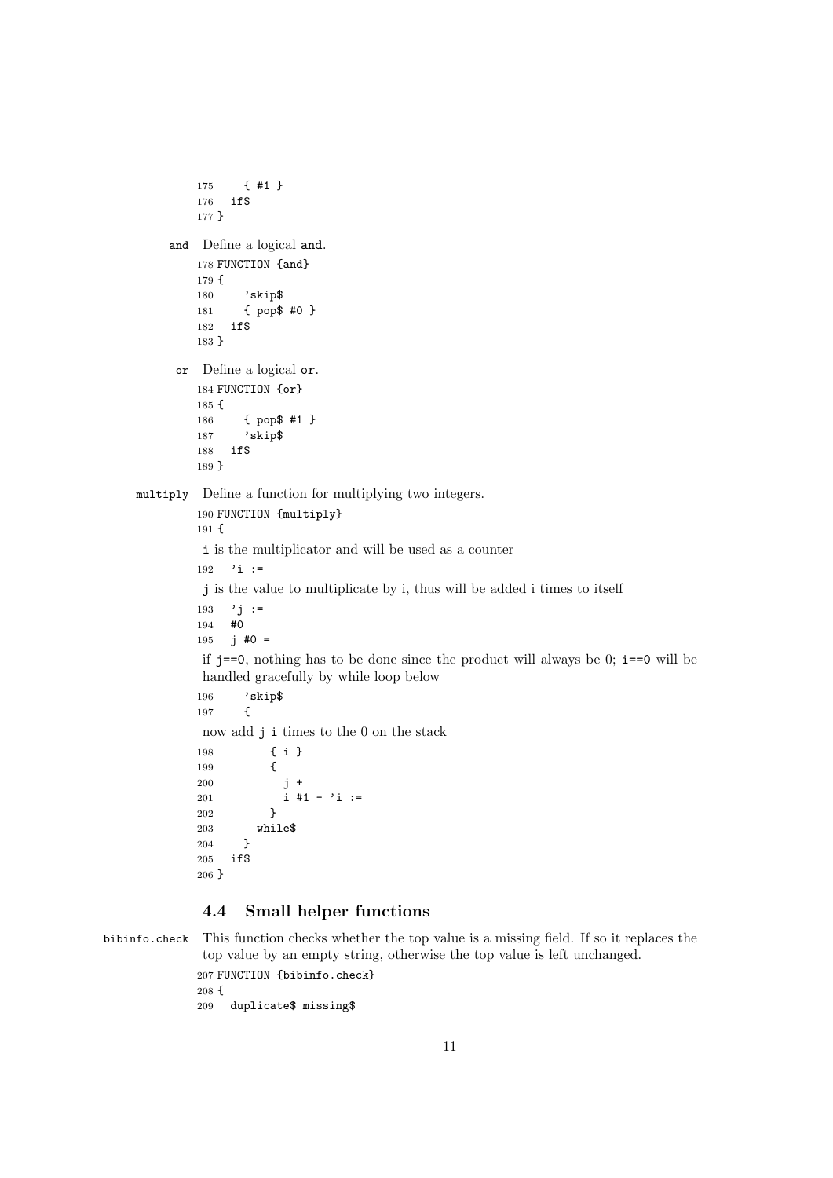```
175     { #1 }
176   if$
177 }
```

**and** Define a logical and.

```
178 FUNCTION {and}
179 {
180     'skip$
181     { pop$ #0 }
182   if$
183 }
```

**or** Define a logical or.

```
184 FUNCTION {or}
185 {
186     { pop$ #1 }
187     'skip$
188   if$
189 }
```

**multiply** Define a function for multiplying two integers.

```
190 FUNCTION {multiply}
191 {
```

i is the multiplicator and will be used as a counter

```
192   'i :=
```

j is the value to multiplicate by i, thus will be added i times to itself

```
193   'j :=
194   #0
195   j #0 =
```

if j==0, nothing has to be done since the product will always be 0; i==0 will be handled gracefully by while loop below

```
196     'skip$
197     {
```

now add j i times to the 0 on the stack

```
198         { i }
199         {
200           j +
201           i #1 - 'i :=
202         }
203       while$
204     }
205   if$
206 }
```

### 4.4 Small helper functions

**bibinfo.check** This function checks whether the top value is a missing field. If so it replaces the top value by an empty string, otherwise the top value is left unchanged.

```
207 FUNCTION {bibinfo.check}
208 {
209   duplicate$ missing$
```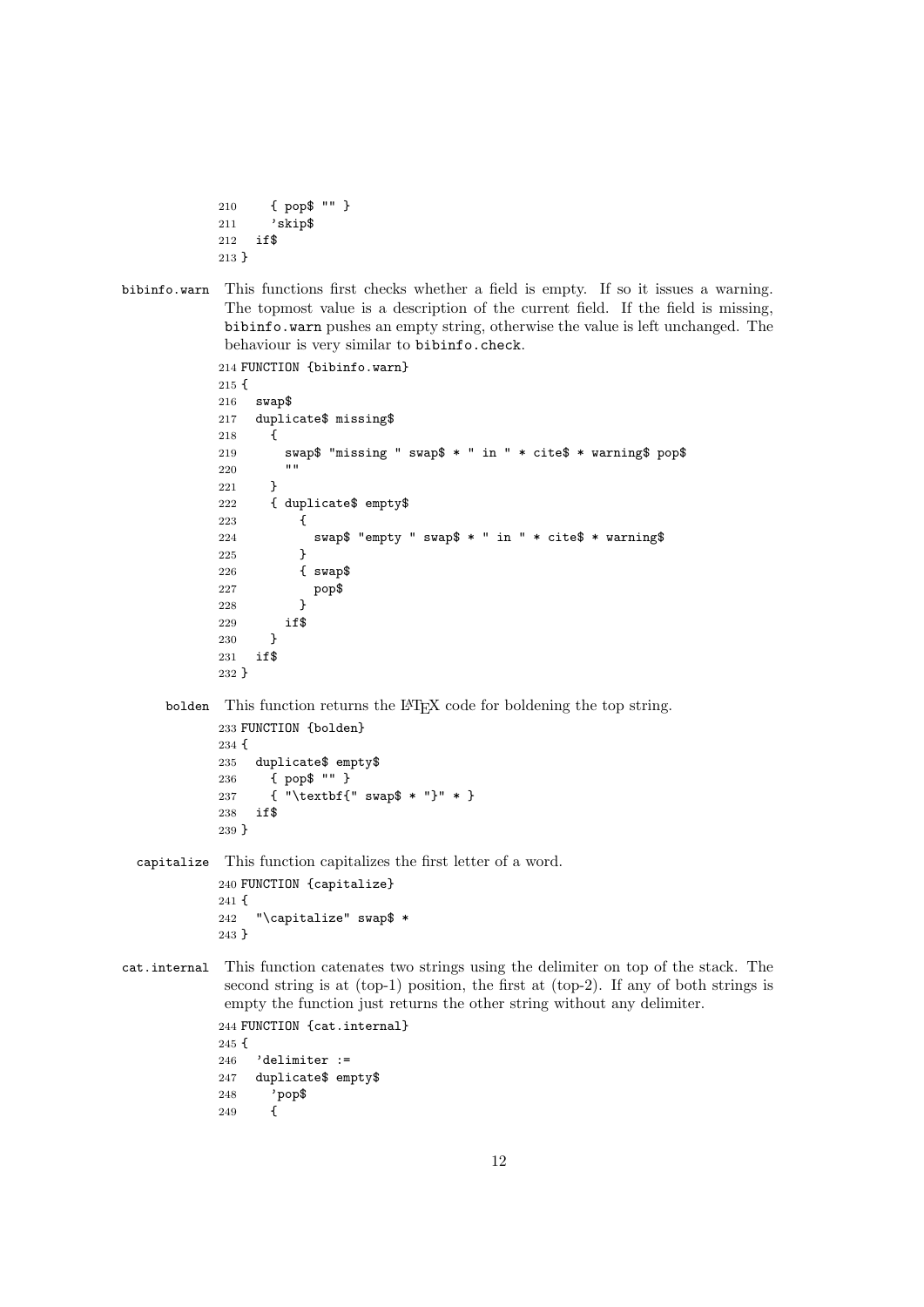```
210     { pop$ "" }
211     'skip$
212   if$
213 }
```

**bibinfo.warn** This functions first checks whether a field is empty. If so it issues a warning. The topmost value is a description of the current field. If the field is missing, `bibinfo.warn` pushes an empty string, otherwise the value is left unchanged. The behaviour is very similar to `bibinfo.check`.

```
214 FUNCTION {bibinfo.warn}
215 {
216   swap$
217   duplicate$ missing$
218     {
219       swap$ "missing " swap$ * " in " * cite$ * warning$ pop$
220       ""
221     }
222     { duplicate$ empty$
223         {
224           swap$ "empty " swap$ * " in " * cite$ * warning$
225         }
226         { swap$
227           pop$
228         }
229       if$
230     }
231   if$
232 }
```

**bolden** This function returns the LaTeX code for boldening the top string.

```
233 FUNCTION {bolden}
234 {
235   duplicate$ empty$
236     { pop$ "" }
237     { "\textbf{" swap$ * "}" * }
238   if$
239 }
```

**capitalize** This function capitalizes the first letter of a word.

```
240 FUNCTION {capitalize}
241 {
242   "\capitalize" swap$ *
243 }
```

**cat.internal** This function catenates two strings using the delimiter on top of the stack. The second string is at (top-1) position, the first at (top-2). If any of both strings is empty the function just returns the other string without any delimiter.

```
244 FUNCTION {cat.internal}
245 {
246   'delimiter :=
247   duplicate$ empty$
248     'pop$
249     {
```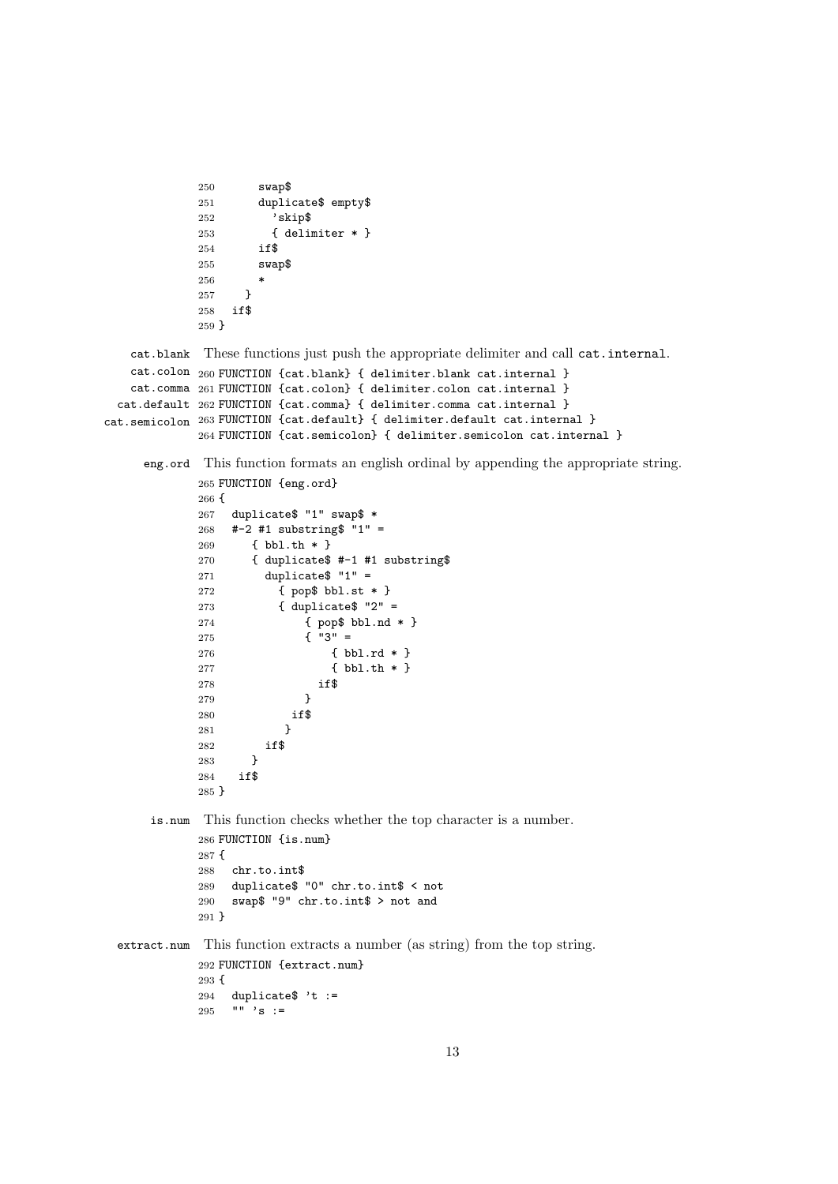```
250       swap$
251       duplicate$ empty$
252         'skip$
253         { delimiter * }
254       if$
255       swap$
256       *
257     }
258   if$
259 }
```

**cat.blank cat.colon cat.comma cat.default cat.semicolon** These functions just push the appropriate delimiter and call `cat.internal`.

```
260 FUNCTION {cat.blank} { delimiter.blank cat.internal }
261 FUNCTION {cat.colon} { delimiter.colon cat.internal }
262 FUNCTION {cat.comma} { delimiter.comma cat.internal }
263 FUNCTION {cat.default} { delimiter.default cat.internal }
264 FUNCTION {cat.semicolon} { delimiter.semicolon cat.internal }
```

**eng.ord** This function formats an english ordinal by appending the appropriate string.

```
265 FUNCTION {eng.ord}
266 {
267   duplicate$ "1" swap$ *
268   #-2 #1 substring$ "1" =
269      { bbl.th * }
270      { duplicate$ #-1 #1 substring$
271        duplicate$ "1" =
272          { pop$ bbl.st * }
273          { duplicate$ "2" =
274              { pop$ bbl.nd * }
275              { "3" =
276                  { bbl.rd * }
277                  { bbl.th * }
278                if$
279              }
280            if$
281           }
282        if$
283      }
284    if$
285 }
```

**is.num** This function checks whether the top character is a number.

```
286 FUNCTION {is.num}
287 {
288   chr.to.int$
289   duplicate$ "0" chr.to.int$ < not
290   swap$ "9" chr.to.int$ > not and
291 }
```

**extract.num** This function extracts a number (as string) from the top string.

```
292 FUNCTION {extract.num}
293 {
294   duplicate$ 't :=
295   "" 's :=
```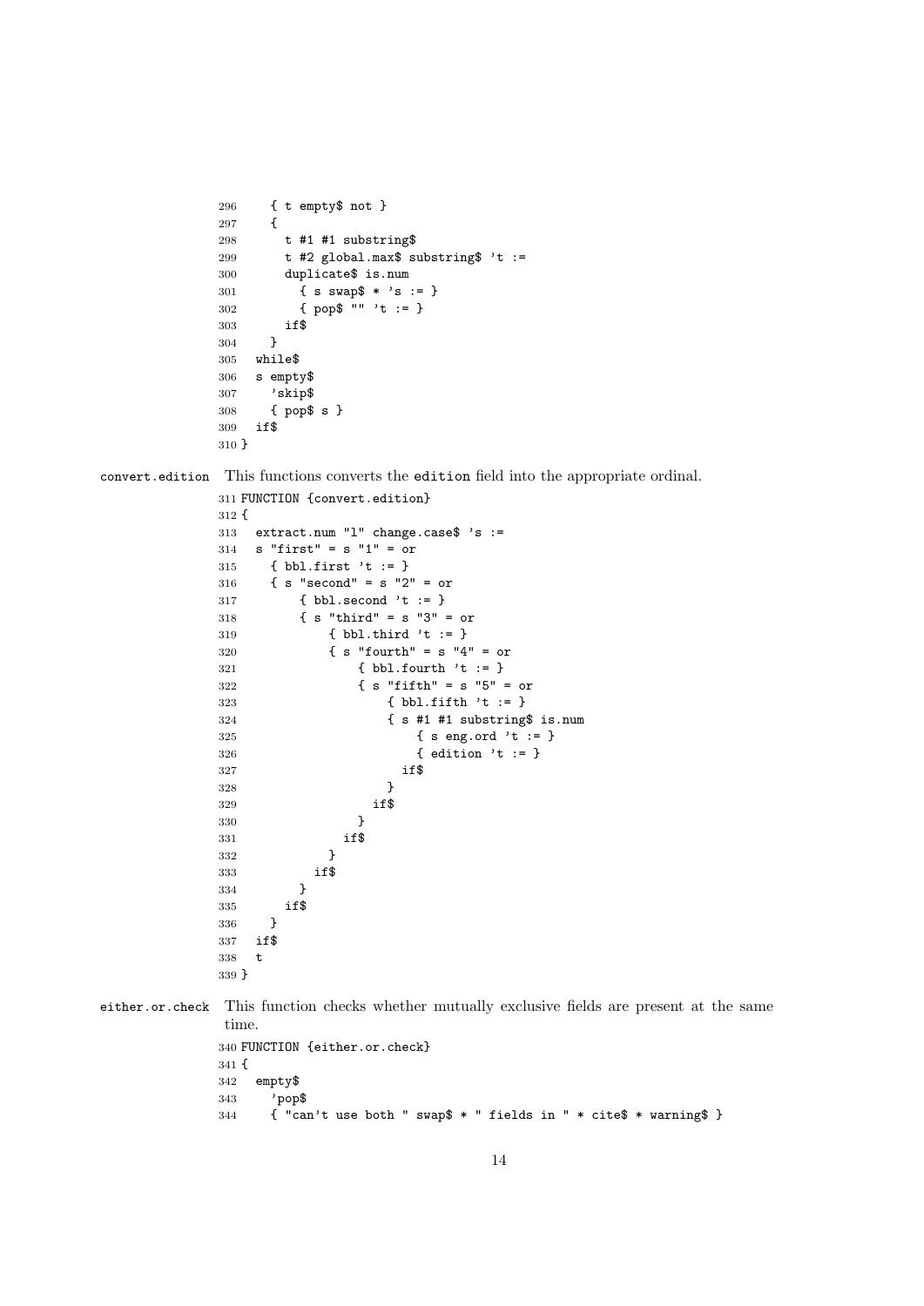```
296     { t empty$ not }
297     {
298       t #1 #1 substring$
299       t #2 global.max$ substring$ 't :=
300       duplicate$ is.num
301         { s swap$ * 's := }
302         { pop$ "" 't := }
303       if$
304     }
305   while$
306   s empty$
307     'skip$
308     { pop$ s }
309   if$
310 }
```

`convert.edition` This functions converts the `edition` field into the appropriate ordinal.

```
311 FUNCTION {convert.edition}
312 {
313   extract.num "l" change.case$ 's :=
314   s "first" = s "1" = or
315     { bbl.first 't := }
316     { s "second" = s "2" = or
317         { bbl.second 't := }
318         { s "third" = s "3" = or
319             { bbl.third 't := }
320             { s "fourth" = s "4" = or
321                 { bbl.fourth 't := }
322                 { s "fifth" = s "5" = or
323                     { bbl.fifth 't := }
324                     { s #1 #1 substring$ is.num
325                         { s eng.ord 't := }
326                         { edition 't := }
327                       if$
328                     }
329                   if$
330                 }
331               if$
332             }
333           if$
334         }
335       if$
336     }
337   if$
338   t
339 }
```

`either.or.check` This function checks whether mutually exclusive fields are present at the same time.

```
340 FUNCTION {either.or.check}
341 {
342   empty$
343     'pop$
344     { "can't use both " swap$ * " fields in " * cite$ * warning$ }
```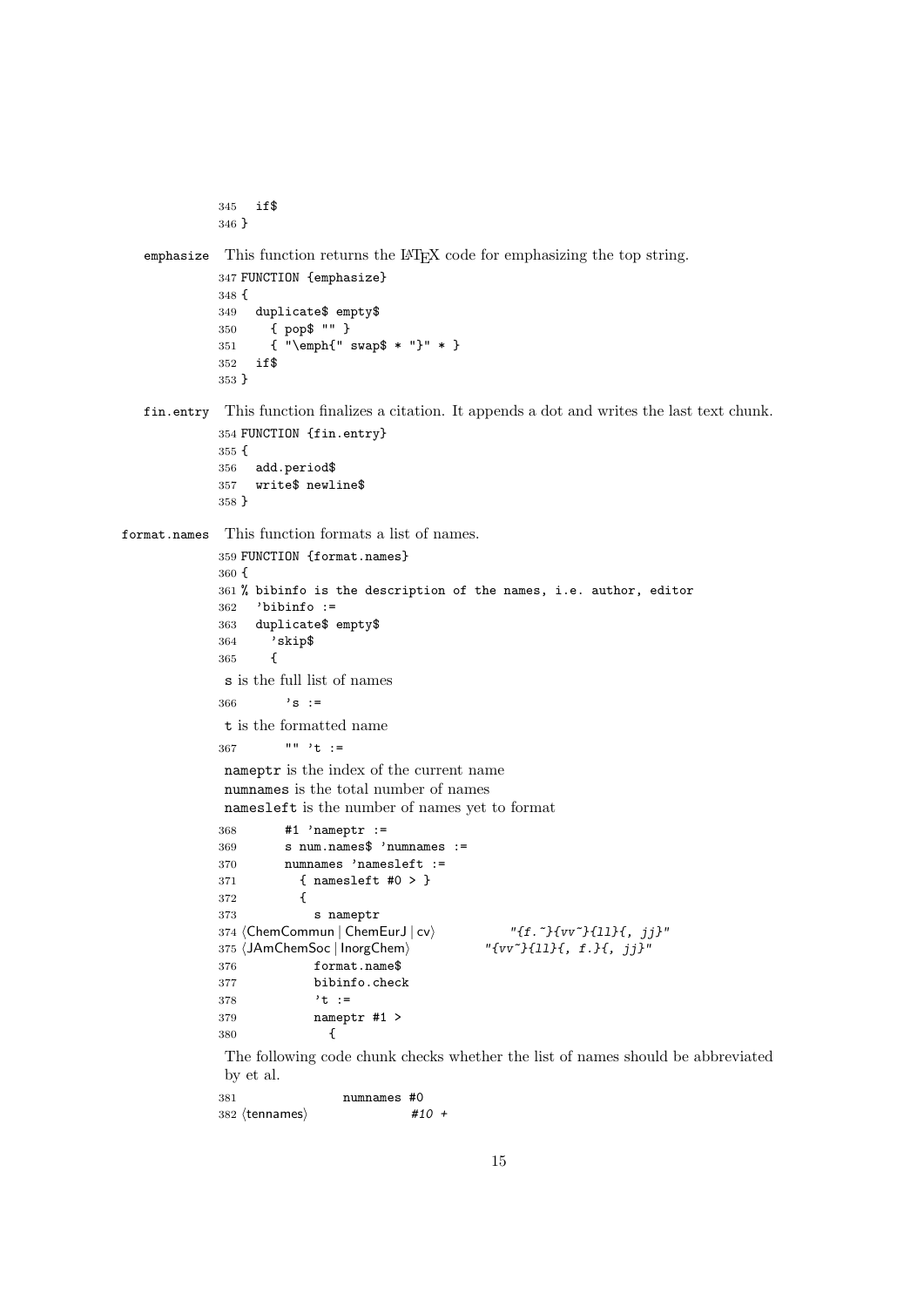```
345   if$
346 }
```

**emphasize** This function returns the LaTeX code for emphasizing the top string.

```
347 FUNCTION {emphasize}
348 {
349   duplicate$ empty$
350     { pop$ "" }
351     { "\emph{" swap$ * "}" * }
352   if$
353 }
```

**fin.entry** This function finalizes a citation. It appends a dot and writes the last text chunk.

```
354 FUNCTION {fin.entry}
355 {
356   add.period$
357   write$ newline$
358 }
```

**format.names** This function formats a list of names.

```
359 FUNCTION {format.names}
360 {
361 % bibinfo is the description of the names, i.e. author, editor
362   'bibinfo :=
363   duplicate$ empty$
364     'skip$
365     {
```

s is the full list of names

```
366       's :=
```

t is the formatted name

```
367       "" 't :=
```

nameptr is the index of the current name
numnames is the total number of names
namesleft is the number of names yet to format

```
368       #1 'nameptr :=
369       s num.names$ 'numnames :=
370       numnames 'namesleft :=
371         { namesleft #0 > }
372         {
373           s nameptr
374 ⟨ChemCommun | ChemEurJ | cv⟩          "{f.~}{vv~}{ll}{, jj}"
375 ⟨JAmChemSoc | InorgChem⟩          "{vv~}{ll}{, f.}{, jj}"
376           format.name$
377           bibinfo.check
378           't :=
379           nameptr #1 >
380             {
```

The following code chunk checks whether the list of names should be abbreviated by et al.

```
381                 numnames #0
382 ⟨tennames⟩              #10 +
```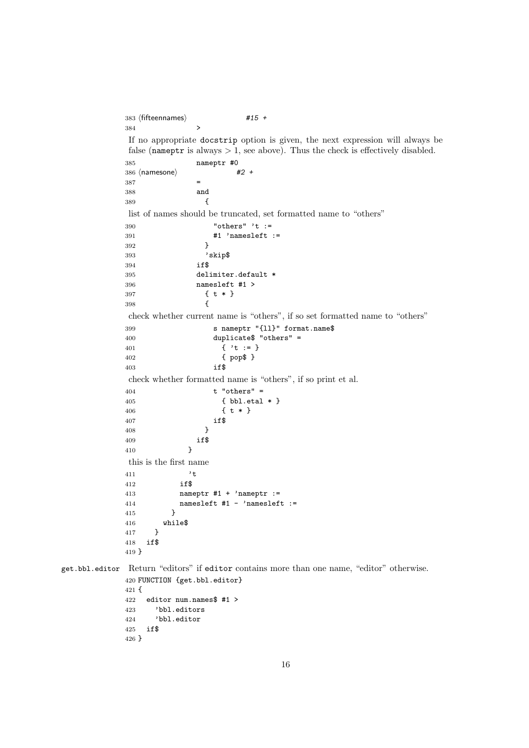```
383 ⟨fifteennames⟩                  #15 +
384                  >
```

If no appropriate docstrip option is given, the next expression will always be false (nameptr is always > 1, see above). Thus the check is effectively disabled.

```
385                nameptr #0
386 ⟨namesone⟩               #2 +
387                =
388                and
389                  {
```

list of names should be truncated, set formatted name to "others"

```
390                    "others" 't :=
391                    #1 'namesleft :=
392                  }
393                  'skip$
394                if$
395                delimiter.default *
396                namesleft #1 >
397                  { t * }
398                  {
```

check whether current name is "others", if so set formatted name to "others"

```
399                    s nameptr "{ll}" format.name$
400                    duplicate$ "others" =
401                      { 't := }
402                      { pop$ }
403                    if$
```

check whether formatted name is "others", if so print et al.

```
404                    t "others" =
405                      { bbl.etal * }
406                      { t * }
407                    if$
408                  }
409                if$
410              }
```

this is the first name

```
411              't
412            if$
413            nameptr #1 + 'nameptr :=
414            namesleft #1 - 'namesleft :=
415          }
416        while$
417      }
418    if$
419 }
```

get.bbl.editor Return "editors" if editor contains more than one name, "editor" otherwise.

```
420 FUNCTION {get.bbl.editor}
421 {
422   editor num.names$ #1 >
423     'bbl.editors
424     'bbl.editor
425   if$
426 }
```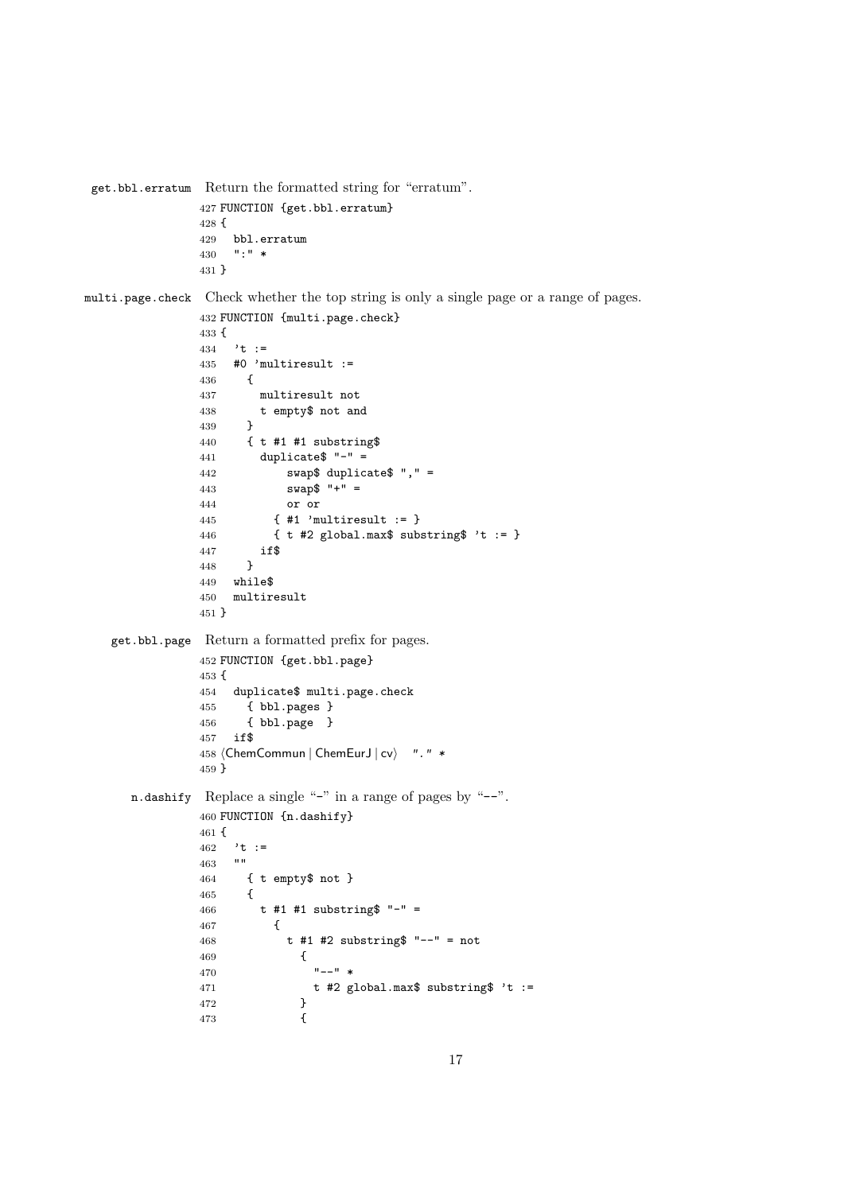**get.bbl.erratum** Return the formatted string for "erratum".

```
427 FUNCTION {get.bbl.erratum}
428 {
429   bbl.erratum
430   ":" *
431 }
```

**multi.page.check** Check whether the top string is only a single page or a range of pages.

```
432 FUNCTION {multi.page.check}
433 {
434   't :=
435   #0 'multiresult :=
436     {
437       multiresult not
438       t empty$ not and
439     }
440     { t #1 #1 substring$
441       duplicate$ "-" =
442           swap$ duplicate$ "," =
443           swap$ "+" =
444           or or
445         { #1 'multiresult := }
446         { t #2 global.max$ substring$ 't := }
447       if$
448     }
449   while$
450   multiresult
451 }
```

**get.bbl.page** Return a formatted prefix for pages.

```
452 FUNCTION {get.bbl.page}
453 {
454   duplicate$ multi.page.check
455     { bbl.pages }
456     { bbl.page  }
457   if$
458 ⟨ChemCommun | ChemEurJ | cv⟩   "." *
459 }
```

**n.dashify** Replace a single "-" in a range of pages by "--".

```
460 FUNCTION {n.dashify}
461 {
462   't :=
463   ""
464     { t empty$ not }
465     {
466       t #1 #1 substring$ "-" =
467         {
468           t #1 #2 substring$ "--" = not
469             {
470               "--" *
471               t #2 global.max$ substring$ 't :=
472             }
473             {
```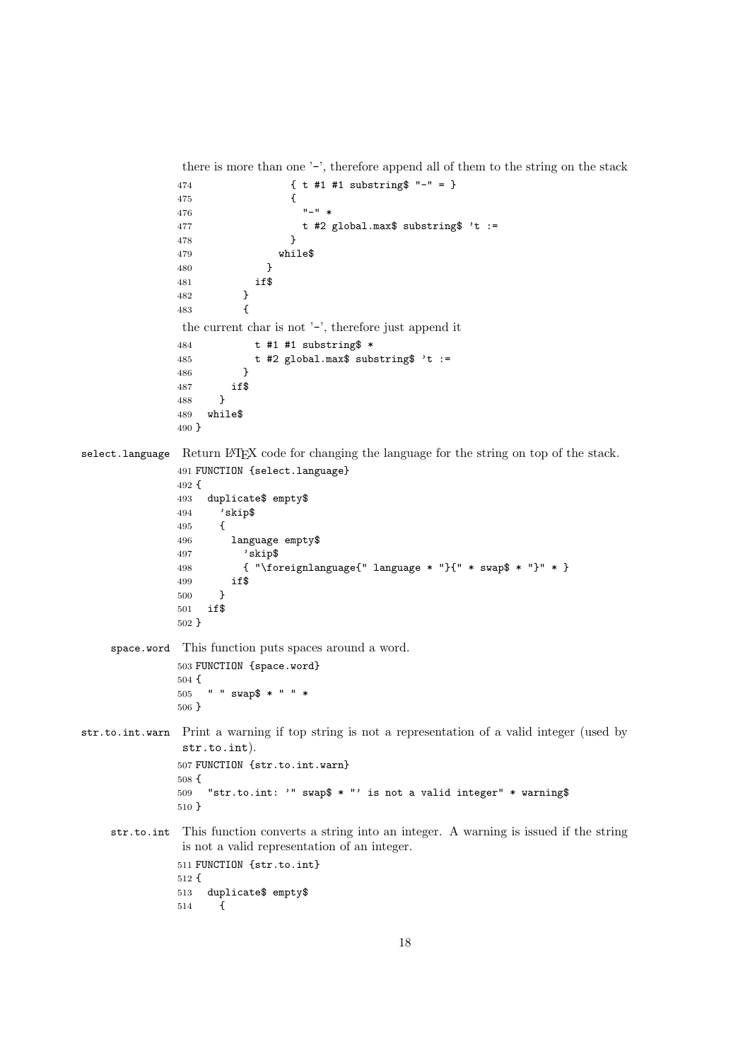there is more than one '-', therefore append all of them to the string on the stack

```
474                 { t #1 #1 substring$ "-" = }
475                 {
476                   "-" *
477                   t #2 global.max$ substring$ 't :=
478                 }
479               while$
480             }
481           if$
482         }
483         {
```

the current char is not '-', therefore just append it

```
484           t #1 #1 substring$ *
485           t #2 global.max$ substring$ 't :=
486         }
487       if$
488     }
489   while$
490 }
```

**select.language** Return LaTeX code for changing the language for the string on top of the stack.

```
491 FUNCTION {select.language}
492 {
493   duplicate$ empty$
494     'skip$
495     {
496       language empty$
497         'skip$
498         { "\foreignlanguage{" language * "}{" * swap$ * "}" * }
499       if$
500     }
501   if$
502 }
```

**space.word** This function puts spaces around a word.

```
503 FUNCTION {space.word}
504 {
505   " " swap$ * " " *
506 }
```

**str.to.int.warn** Print a warning if top string is not a representation of a valid integer (used by `str.to.int`).

```
507 FUNCTION {str.to.int.warn}
508 {
509   "str.to.int: '" swap$ * "' is not a valid integer" * warning$
510 }
```

**str.to.int** This function converts a string into an integer. A warning is issued if the string is not a valid representation of an integer.

```
511 FUNCTION {str.to.int}
512 {
513   duplicate$ empty$
514     {
```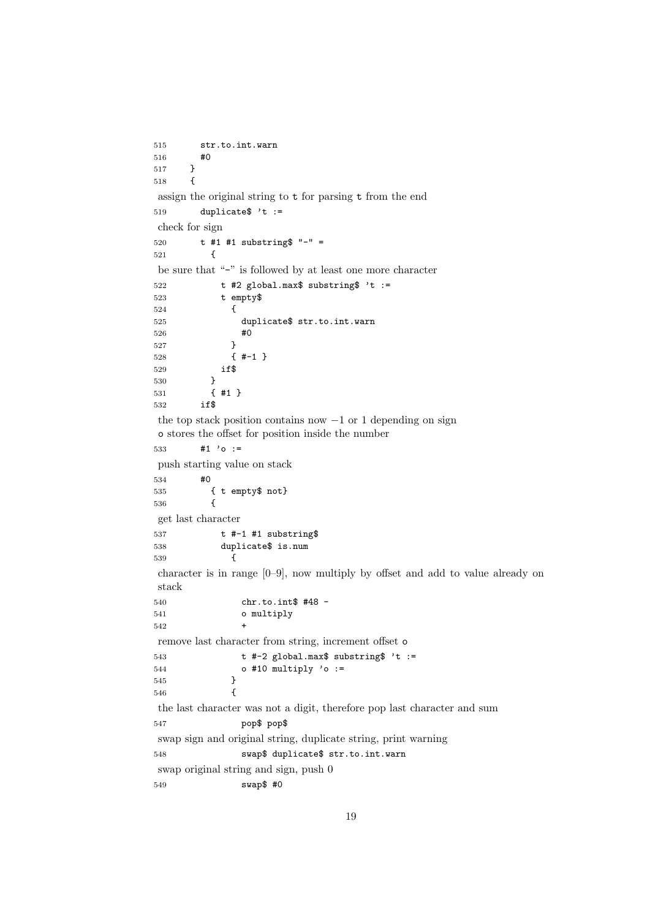```
515        str.to.int.warn
516        #0
517      }
518      {
```

assign the original string to t for parsing t from the end

```
519        duplicate$ 't :=
```

check for sign

```
520        t #1 #1 substring$ "-" =
521          {
```

be sure that "-" is followed by at least one more character

```
522            t #2 global.max$ substring$ 't :=
523            t empty$
524              {
525                duplicate$ str.to.int.warn
526                #0
527              }
528              { #-1 }
529            if$
530          }
531          { #1 }
532        if$
```

the top stack position contains now $-1$ or 1 depending on sign
o stores the offset for position inside the number

```
533        #1 'o :=
```

push starting value on stack

```
534        #0
535          { t empty$ not}
536          {
```

get last character

```
537            t #-1 #1 substring$
538            duplicate$ is.num
539              {
```

character is in range [0–9], now multiply by offset and add to value already on stack

```
540                chr.to.int$ #48 -
541                o multiply
542                +
```

remove last character from string, increment offset o

```
543                t #-2 global.max$ substring$ 't :=
544                o #10 multiply 'o :=
545              }
546              {
```

the last character was not a digit, therefore pop last character and sum

```
547                pop$ pop$
```

swap sign and original string, duplicate string, print warning

```
548                swap$ duplicate$ str.to.int.warn
```

swap original string and sign, push 0

```
549                swap$ #0
```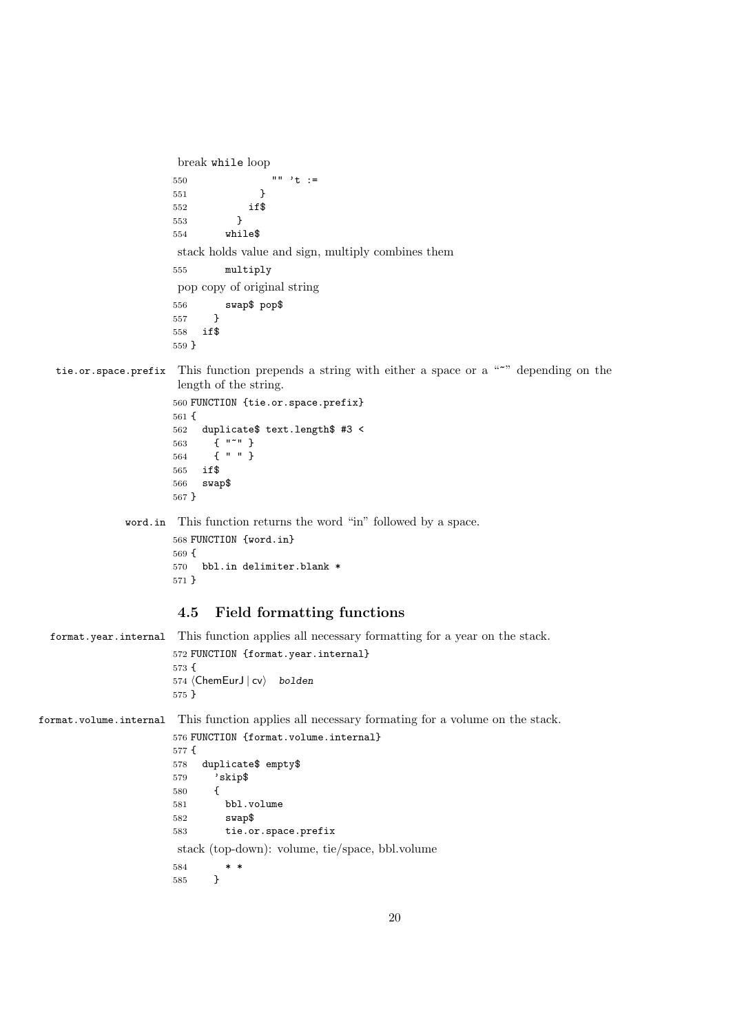break `while` loop

```
550               "" 't :=
551             }
552           if$
553         }
554       while$
```

stack holds value and sign, multiply combines them

```
555       multiply
```

pop copy of original string

```
556       swap$ pop$
557     }
558   if$
559 }
```

**tie.or.space.prefix** This function prepends a string with either a space or a "~" depending on the length of the string.

```
560 FUNCTION {tie.or.space.prefix}
561 {
562   duplicate$ text.length$ #3 <
563     { "~" }
564     { " " }
565   if$
566   swap$
567 }
```

**word.in** This function returns the word "in" followed by a space.

```
568 FUNCTION {word.in}
569 {
570   bbl.in delimiter.blank *
571 }
```

## 4.5 Field formatting functions

**format.year.internal** This function applies all necessary formatting for a year on the stack.

```
572 FUNCTION {format.year.internal}
573 {
574 ⟨ChemEurJ | cv⟩   bolden
575 }
```

**format.volume.internal** This function applies all necessary formating for a volume on the stack.

```
576 FUNCTION {format.volume.internal}
577 {
578   duplicate$ empty$
579     'skip$
580     {
581       bbl.volume
582       swap$
583       tie.or.space.prefix
```

stack (top-down): volume, tie/space, bbl.volume

```
584       * *
585     }
```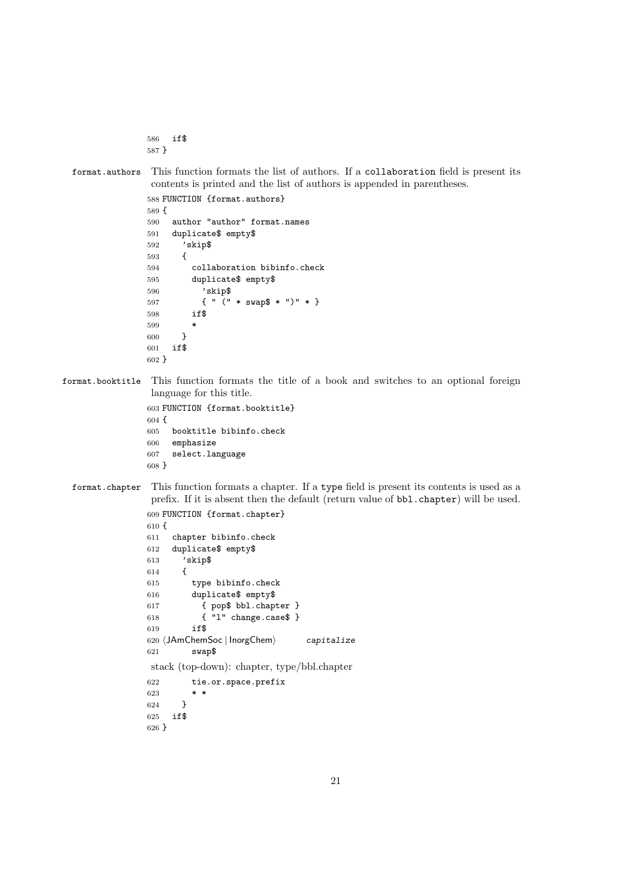```
586   if$
587 }
```

**format.authors** This function formats the list of authors. If a collaboration field is present its contents is printed and the list of authors is appended in parentheses.

```
588 FUNCTION {format.authors}
589 {
590   author "author" format.names
591   duplicate$ empty$
592     'skip$
593     {
594       collaboration bibinfo.check
595       duplicate$ empty$
596         'skip$
597         { " (" * swap$ * ")" * }
598       if$
599       *
600     }
601   if$
602 }
```

**format.booktitle** This function formats the title of a book and switches to an optional foreign language for this title.

```
603 FUNCTION {format.booktitle}
604 {
605   booktitle bibinfo.check
606   emphasize
607   select.language
608 }
```

**format.chapter** This function formats a chapter. If a type field is present its contents is used as a prefix. If it is absent then the default (return value of bbl.chapter) will be used.

```
609 FUNCTION {format.chapter}
610 {
611   chapter bibinfo.check
612   duplicate$ empty$
613     'skip$
614     {
615       type bibinfo.check
616       duplicate$ empty$
617         { pop$ bbl.chapter }
618         { "l" change.case$ }
619       if$
620 ⟨JAmChemSoc | InorgChem⟩       capitalize
621       swap$
```

stack (top-down): chapter, type/bbl.chapter

```
622       tie.or.space.prefix
623       * *
624     }
625   if$
626 }
```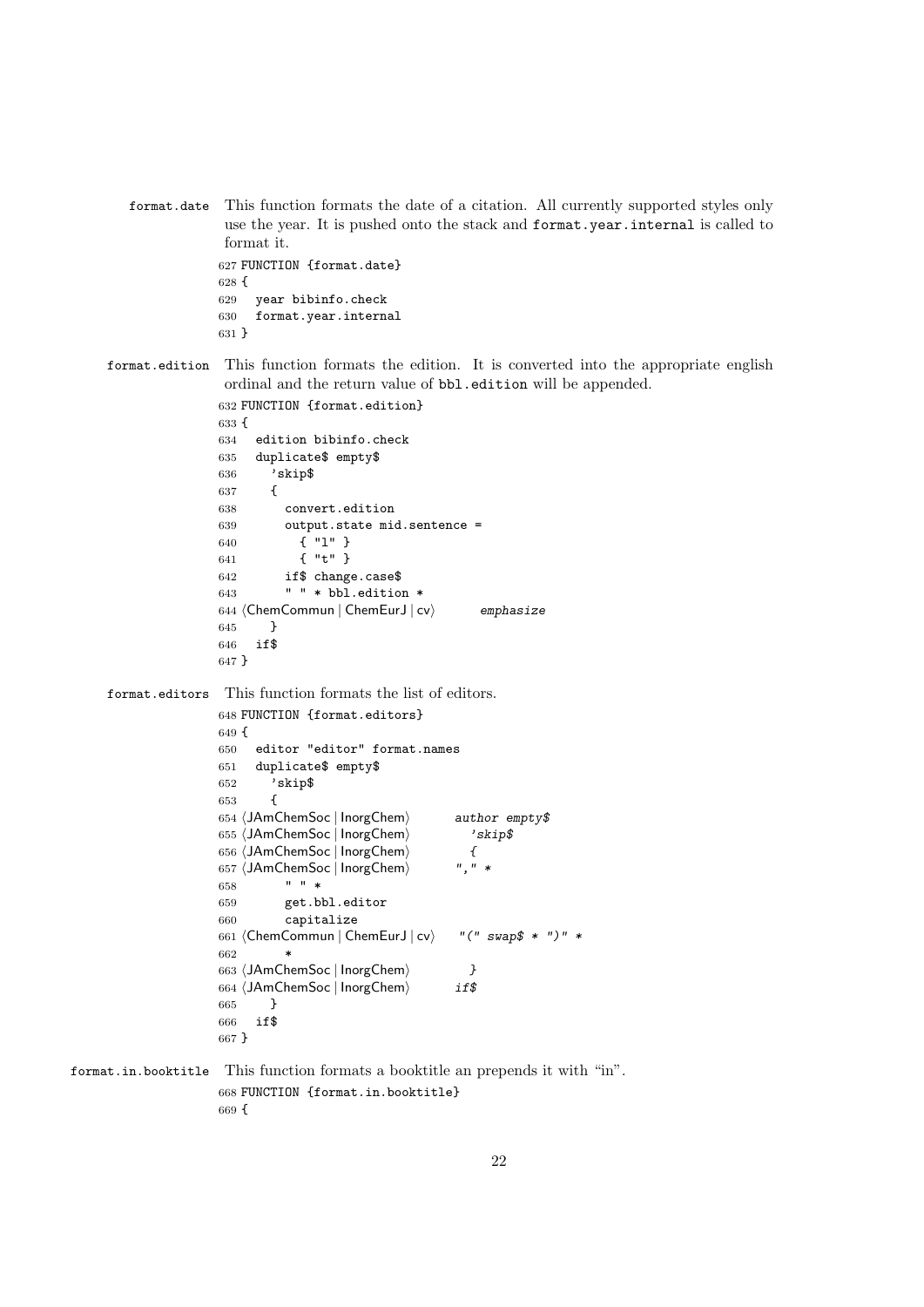**format.date** This function formats the date of a citation. All currently supported styles only use the year. It is pushed onto the stack and `format.year.internal` is called to format it.

```
627 FUNCTION {format.date}
628 {
629   year bibinfo.check
630   format.year.internal
631 }
```

**format.edition** This function formats the edition. It is converted into the appropriate english ordinal and the return value of `bbl.edition` will be appended.

```
632 FUNCTION {format.edition}
633 {
634   edition bibinfo.check
635   duplicate$ empty$
636     'skip$
637     {
638       convert.edition
639       output.state mid.sentence =
640         { "l" }
641         { "t" }
642       if$ change.case$
643       " " * bbl.edition *
644 ⟨ChemCommun | ChemEurJ | cv⟩       emphasize
645     }
646   if$
647 }
```

**format.editors** This function formats the list of editors.

```
648 FUNCTION {format.editors}
649 {
650   editor "editor" format.names
651   duplicate$ empty$
652     'skip$
653     {
654 ⟨JAmChemSoc | InorgChem⟩       author empty$
655 ⟨JAmChemSoc | InorgChem⟩         'skip$
656 ⟨JAmChemSoc | InorgChem⟩         {
657 ⟨JAmChemSoc | InorgChem⟩       "," *
658       " " *
659       get.bbl.editor
660       capitalize
661 ⟨ChemCommun | ChemEurJ | cv⟩    "(" swap$ * ")" *
662       *
663 ⟨JAmChemSoc | InorgChem⟩         }
664 ⟨JAmChemSoc | InorgChem⟩       if$
665     }
666   if$
667 }
```

**format.in.booktitle** This function formats a booktitle an prepends it with "in".

```
668 FUNCTION {format.in.booktitle}
669 {
```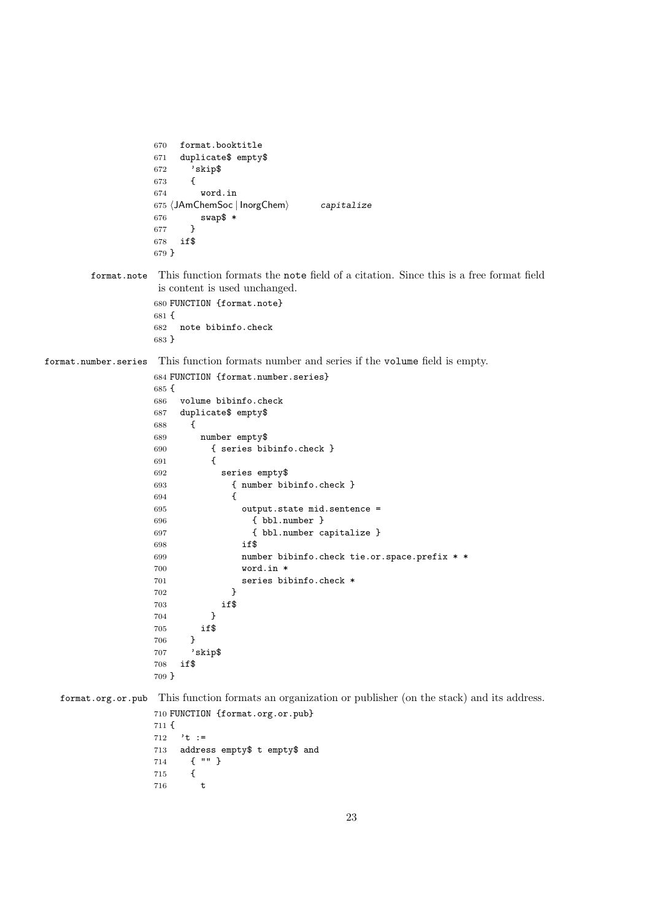```
670   format.booktitle
671   duplicate$ empty$
672     'skip$
673     {
674       word.in
675 ⟨JAmChemSoc | InorgChem⟩       capitalize
676       swap$ *
677     }
678   if$
679 }
```

**format.note** This function formats the note field of a citation. Since this is a free format field is content is used unchanged.

```
680 FUNCTION {format.note}
681 {
682   note bibinfo.check
683 }
```

**format.number.series** This function formats number and series if the volume field is empty.

```
684 FUNCTION {format.number.series}
685 {
686   volume bibinfo.check
687   duplicate$ empty$
688     {
689       number empty$
690         { series bibinfo.check }
691         {
692           series empty$
693             { number bibinfo.check }
694             {
695               output.state mid.sentence =
696                 { bbl.number }
697                 { bbl.number capitalize }
698               if$
699               number bibinfo.check tie.or.space.prefix * *
700               word.in *
701               series bibinfo.check *
702             }
703           if$
704         }
705       if$
706     }
707     'skip$
708   if$
709 }
```

**format.org.or.pub** This function formats an organization or publisher (on the stack) and its address.

```
710 FUNCTION {format.org.or.pub}
711 {
712   't :=
713   address empty$ t empty$ and
714     { "" }
715     {
716       t
```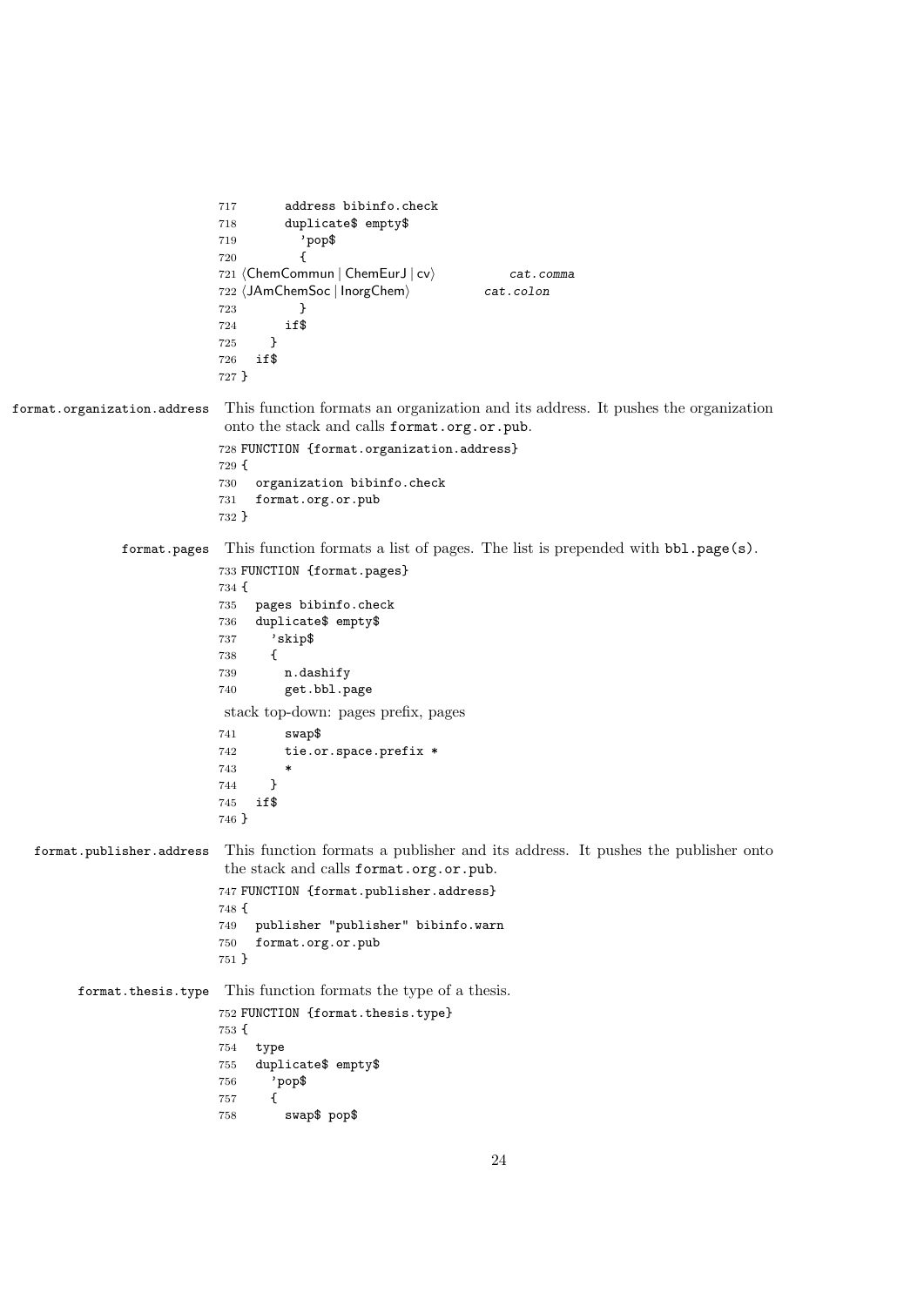```
717       address bibinfo.check
718       duplicate$ empty$
719         'pop$
720         {
721 ⟨ChemCommun | ChemEurJ | cv⟩           cat.comma
722 ⟨JAmChemSoc | InorgChem⟩           cat.colon
723         }
724       if$
725     }
726   if$
727 }
```

**format.organization.address** This function formats an organization and its address. It pushes the organization onto the stack and calls `format.org.or.pub`.

```
728 FUNCTION {format.organization.address}
729 {
730   organization bibinfo.check
731   format.org.or.pub
732 }
```

**format.pages** This function formats a list of pages. The list is prepended with `bbl.page(s)`.

```
733 FUNCTION {format.pages}
734 {
735   pages bibinfo.check
736   duplicate$ empty$
737     'skip$
738     {
739       n.dashify
740       get.bbl.page
```

stack top-down: pages prefix, pages

```
741       swap$
742       tie.or.space.prefix *
743       *
744     }
745   if$
746 }
```

**format.publisher.address** This function formats a publisher and its address. It pushes the publisher onto the stack and calls `format.org.or.pub`.

```
747 FUNCTION {format.publisher.address}
748 {
749   publisher "publisher" bibinfo.warn
750   format.org.or.pub
751 }
```

**format.thesis.type** This function formats the type of a thesis.

```
752 FUNCTION {format.thesis.type}
753 {
754   type
755   duplicate$ empty$
756     'pop$
757     {
758       swap$ pop$
```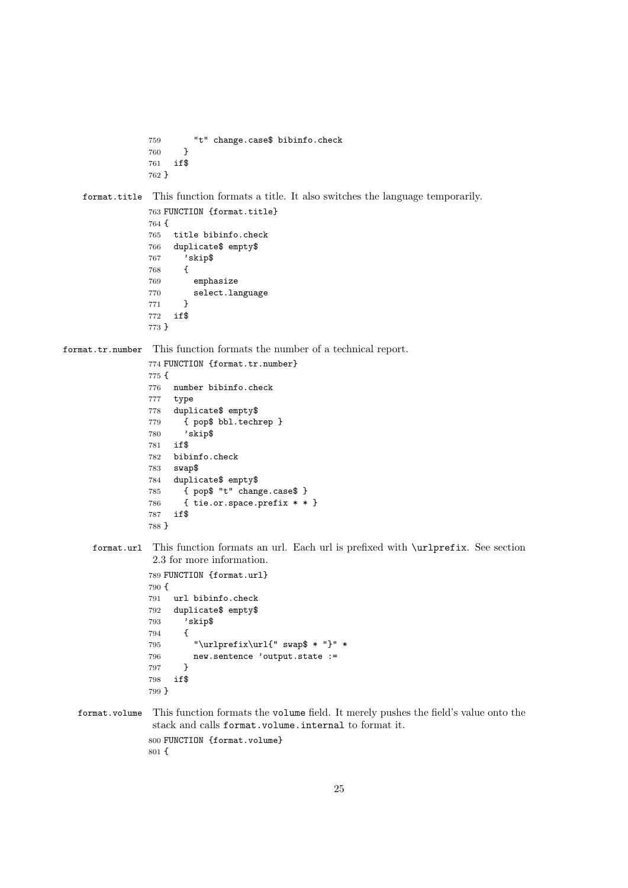```
759       "t" change.case$ bibinfo.check
760     }
761   if$
762 }
```

**format.title** This function formats a title. It also switches the language temporarily.

```
763 FUNCTION {format.title}
764 {
765   title bibinfo.check
766   duplicate$ empty$
767     'skip$
768     {
769       emphasize
770       select.language
771     }
772   if$
773 }
```

**format.tr.number** This function formats the number of a technical report.

```
774 FUNCTION {format.tr.number}
775 {
776   number bibinfo.check
777   type
778   duplicate$ empty$
779     { pop$ bbl.techrep }
780     'skip$
781   if$
782   bibinfo.check
783   swap$
784   duplicate$ empty$
785     { pop$ "t" change.case$ }
786     { tie.or.space.prefix * * }
787   if$
788 }
```

**format.url** This function formats an url. Each url is prefixed with `\urlprefix`. See section 2.3 for more information.

```
789 FUNCTION {format.url}
790 {
791   url bibinfo.check
792   duplicate$ empty$
793     'skip$
794     {
795       "\urlprefix\url{" swap$ * "}" *
796       new.sentence 'output.state :=
797     }
798   if$
799 }
```

**format.volume** This function formats the `volume` field. It merely pushes the field's value onto the stack and calls `format.volume.internal` to format it.

```
800 FUNCTION {format.volume}
801 {
```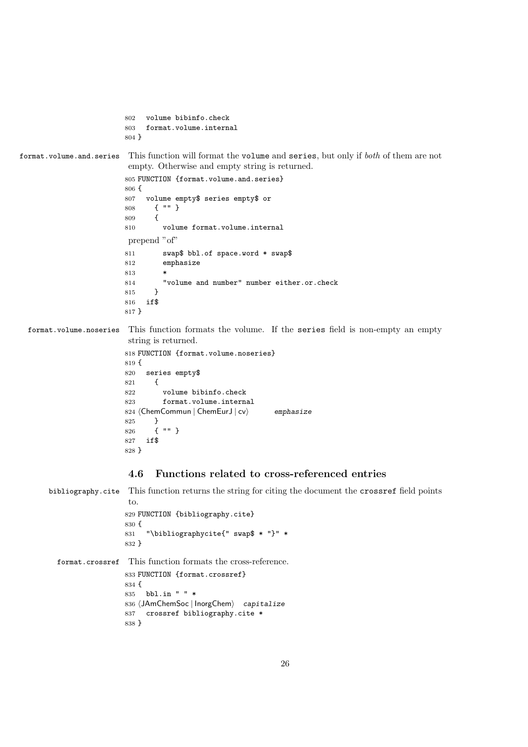```
802   volume bibinfo.check
803   format.volume.internal
804 }
```

**format.volume.and.series** This function will format the volume and series, but only if *both* of them are not empty. Otherwise and empty string is returned.

```
805 FUNCTION {format.volume.and.series}
806 {
807   volume empty$ series empty$ or
808     { "" }
809     {
810       volume format.volume.internal
```

prepend "of"

```
811       swap$ bbl.of space.word * swap$
812       emphasize
813       *
814       "volume and number" number either.or.check
815     }
816   if$
817 }
```

**format.volume.noseries** This function formats the volume. If the series field is non-empty an empty string is returned.

```
818 FUNCTION {format.volume.noseries}
819 {
820   series empty$
821     {
822       volume bibinfo.check
823       format.volume.internal
824 ⟨ChemCommun | ChemEurJ | cv⟩       emphasize
825     }
826     { "" }
827   if$
828 }
```

## 4.6 Functions related to cross-referenced entries

**bibliography.cite** This function returns the string for citing the document the crossref field points to.

```
829 FUNCTION {bibliography.cite}
830 {
831   "\bibliographycite{" swap$ * "}" *
832 }
```

**format.crossref** This function formats the cross-reference.

```
833 FUNCTION {format.crossref}
834 {
835   bbl.in " " *
836 ⟨JAmChemSoc | InorgChem⟩   capitalize
837   crossref bibliography.cite *
838 }
```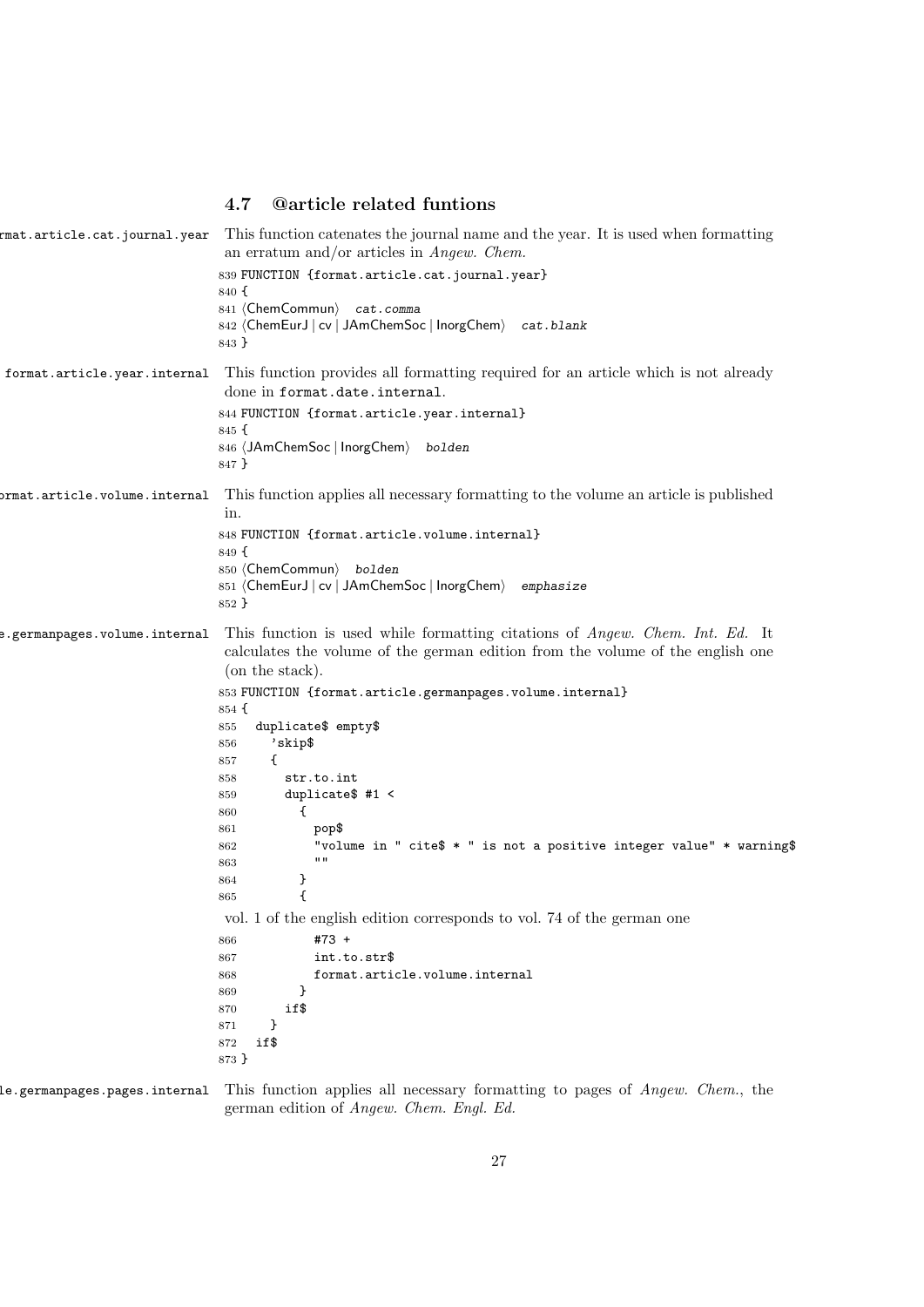## 4.7 @article related funtions

format.article.cat.journal.year

This function catenates the journal name and the year. It is used when formatting an erratum and/or articles in *Angew. Chem.*

```
839 FUNCTION {format.article.cat.journal.year}
840 {
841 ⟨ChemCommun⟩ cat.comma
842 ⟨ChemEurJ | cv | JAmChemSoc | InorgChem⟩ cat.blank
843 }
```

format.article.year.internal

This function provides all formatting required for an article which is not already done in `format.date.internal`.

```
844 FUNCTION {format.article.year.internal}
845 {
846 ⟨JAmChemSoc | InorgChem⟩ bolden
847 }
```

format.article.volume.internal

This function applies all necessary formatting to the volume an article is published in.

```
848 FUNCTION {format.article.volume.internal}
849 {
850 ⟨ChemCommun⟩ bolden
851 ⟨ChemEurJ | cv | JAmChemSoc | InorgChem⟩ emphasize
852 }
```

format.article.germanpages.volume.internal

This function is used while formatting citations of *Angew. Chem. Int. Ed.* It calculates the volume of the german edition from the volume of the english one (on the stack).

```
853 FUNCTION {format.article.germanpages.volume.internal}
854 {
855   duplicate$ empty$
856     'skip$
857     {
858       str.to.int
859       duplicate$ #1 <
860         {
861           pop$
862           "volume in " cite$ * " is not a positive integer value" * warning$
863           ""
864         }
865         {
```

vol. 1 of the english edition corresponds to vol. 74 of the german one

```
866           #73 +
867           int.to.str$
868           format.article.volume.internal
869         }
870       if$
871     }
872   if$
873 }
```

format.article.germanpages.pages.internal

This function applies all necessary formatting to pages of *Angew. Chem.*, the german edition of *Angew. Chem. Engl. Ed.*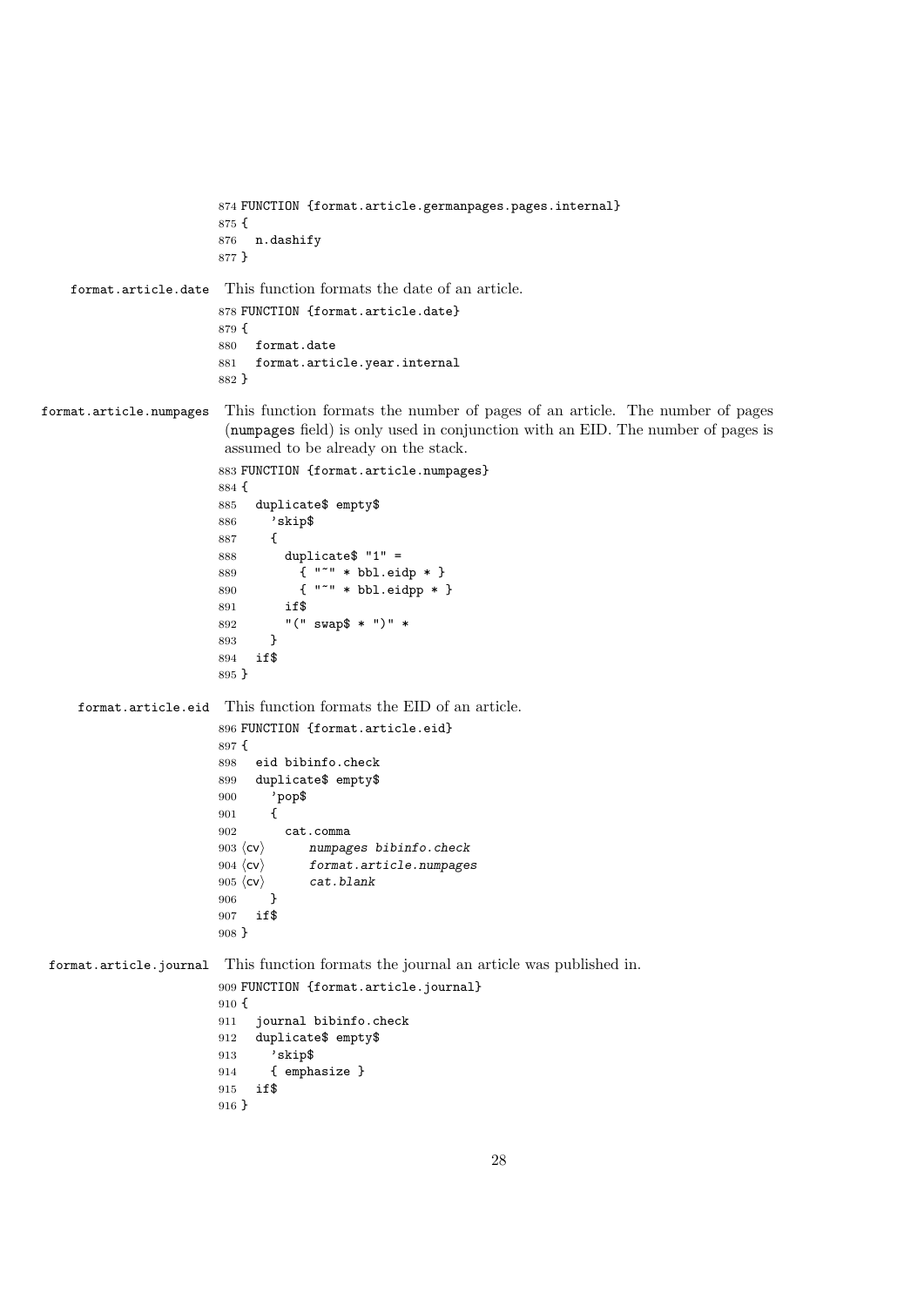```
874 FUNCTION {format.article.germanpages.pages.internal}
875 {
876   n.dashify
877 }
```

**format.article.date** This function formats the date of an article.

```
878 FUNCTION {format.article.date}
879 {
880   format.date
881   format.article.year.internal
882 }
```

**format.article.numpages** This function formats the number of pages of an article. The number of pages (numpages field) is only used in conjunction with an EID. The number of pages is assumed to be already on the stack.

```
883 FUNCTION {format.article.numpages}
884 {
885   duplicate$ empty$
886     'skip$
887     {
888       duplicate$ "1" =
889         { "~" * bbl.eidp * }
890         { "~" * bbl.eidpp * }
891       if$
892       "(" swap$ * ")" *
893     }
894   if$
895 }
```

**format.article.eid** This function formats the EID of an article.

```
896 FUNCTION {format.article.eid}
897 {
898   eid bibinfo.check
899   duplicate$ empty$
900     'pop$
901     {
902       cat.comma
903 ⟨cv⟩      numpages bibinfo.check
904 ⟨cv⟩      format.article.numpages
905 ⟨cv⟩      cat.blank
906     }
907   if$
908 }
```

**format.article.journal** This function formats the journal an article was published in.

```
909 FUNCTION {format.article.journal}
910 {
911   journal bibinfo.check
912   duplicate$ empty$
913     'skip$
914     { emphasize }
915   if$
916 }
```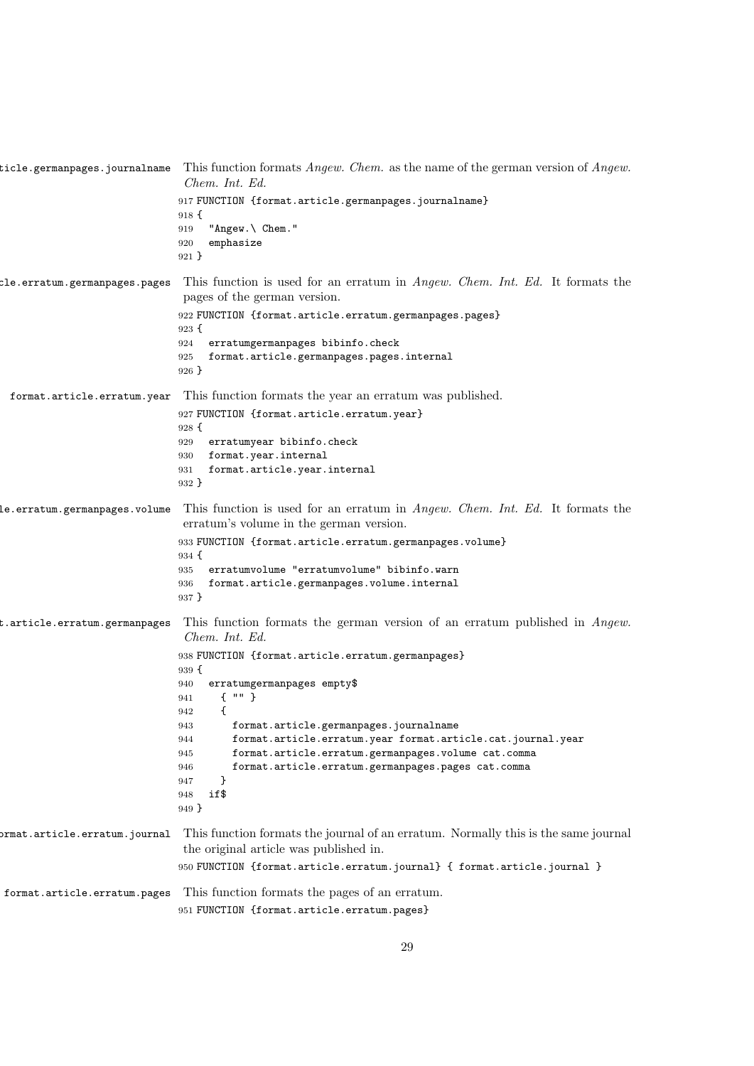`format.article.germanpages.journalname` This function formats *Angew. Chem.* as the name of the german version of *Angew. Chem. Int. Ed.*

```
917 FUNCTION {format.article.germanpages.journalname}
918 {
919   "Angew.\ Chem."
920   emphasize
921 }
```

`format.article.erratum.germanpages.pages` This function is used for an erratum in *Angew. Chem. Int. Ed.* It formats the pages of the german version.

```
922 FUNCTION {format.article.erratum.germanpages.pages}
923 {
924   erratumgermanpages bibinfo.check
925   format.article.germanpages.pages.internal
926 }
```

`format.article.erratum.year` This function formats the year an erratum was published.

```
927 FUNCTION {format.article.erratum.year}
928 {
929   erratumyear bibinfo.check
930   format.year.internal
931   format.article.year.internal
932 }
```

`format.article.erratum.germanpages.volume` This function is used for an erratum in *Angew. Chem. Int. Ed.* It formats the erratum's volume in the german version.

```
933 FUNCTION {format.article.erratum.germanpages.volume}
934 {
935   erratumvolume "erratumvolume" bibinfo.warn
936   format.article.germanpages.volume.internal
937 }
```

`format.article.erratum.germanpages` This function formats the german version of an erratum published in *Angew. Chem. Int. Ed.*

```
938 FUNCTION {format.article.erratum.germanpages}
939 {
940   erratumgermanpages empty$
941     { "" }
942     {
943       format.article.germanpages.journalname
944       format.article.erratum.year format.article.cat.journal.year
945       format.article.erratum.germanpages.volume cat.comma
946       format.article.erratum.germanpages.pages cat.comma
947     }
948   if$
949 }
```

`format.article.erratum.journal` This function formats the journal of an erratum. Normally this is the same journal the original article was published in.

```
950 FUNCTION {format.article.erratum.journal} { format.article.journal }
```

`format.article.erratum.pages` This function formats the pages of an erratum.

```
951 FUNCTION {format.article.erratum.pages}
```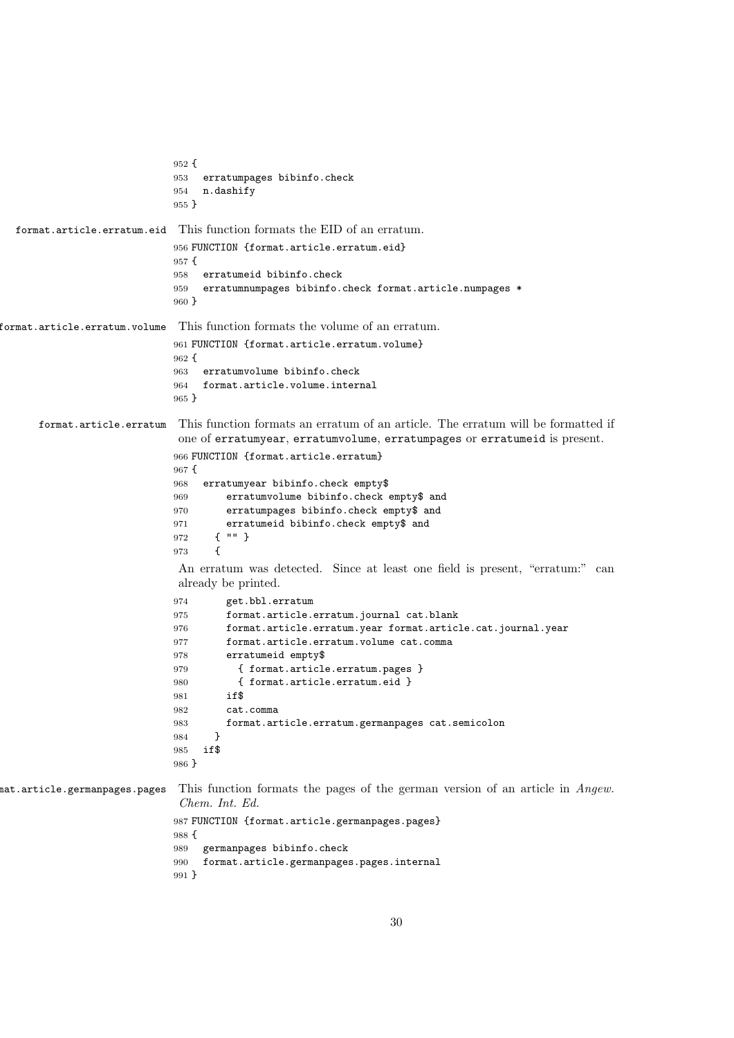```
952 {
953   erratumpages bibinfo.check
954   n.dashify
955 }
```

**format.article.erratum.eid** This function formats the EID of an erratum.

```
956 FUNCTION {format.article.erratum.eid}
957 {
958   erratumeid bibinfo.check
959   erratumnumpages bibinfo.check format.article.numpages *
960 }
```

**format.article.erratum.volume** This function formats the volume of an erratum.

```
961 FUNCTION {format.article.erratum.volume}
962 {
963   erratumvolume bibinfo.check
964   format.article.volume.internal
965 }
```

**format.article.erratum** This function formats an erratum of an article. The erratum will be formatted if one of `erratumyear`, `erratumvolume`, `erratumpages` or `erratumeid` is present.

```
966 FUNCTION {format.article.erratum}
967 {
968   erratumyear bibinfo.check empty$
969       erratumvolume bibinfo.check empty$ and
970       erratumpages bibinfo.check empty$ and
971       erratumeid bibinfo.check empty$ and
972     { "" }
973     {
```

An erratum was detected. Since at least one field is present, "erratum:" can already be printed.

```
974       get.bbl.erratum
975       format.article.erratum.journal cat.blank
976       format.article.erratum.year format.article.cat.journal.year
977       format.article.erratum.volume cat.comma
978       erratumeid empty$
979         { format.article.erratum.pages }
980         { format.article.erratum.eid }
981       if$
982       cat.comma
983       format.article.erratum.germanpages cat.semicolon
984     }
985   if$
986 }
```

**format.article.germanpages.pages** This function formats the pages of the german version of an article in *Angew. Chem. Int. Ed.*

```
987 FUNCTION {format.article.germanpages.pages}
988 {
989   germanpages bibinfo.check
990   format.article.germanpages.pages.internal
991 }
```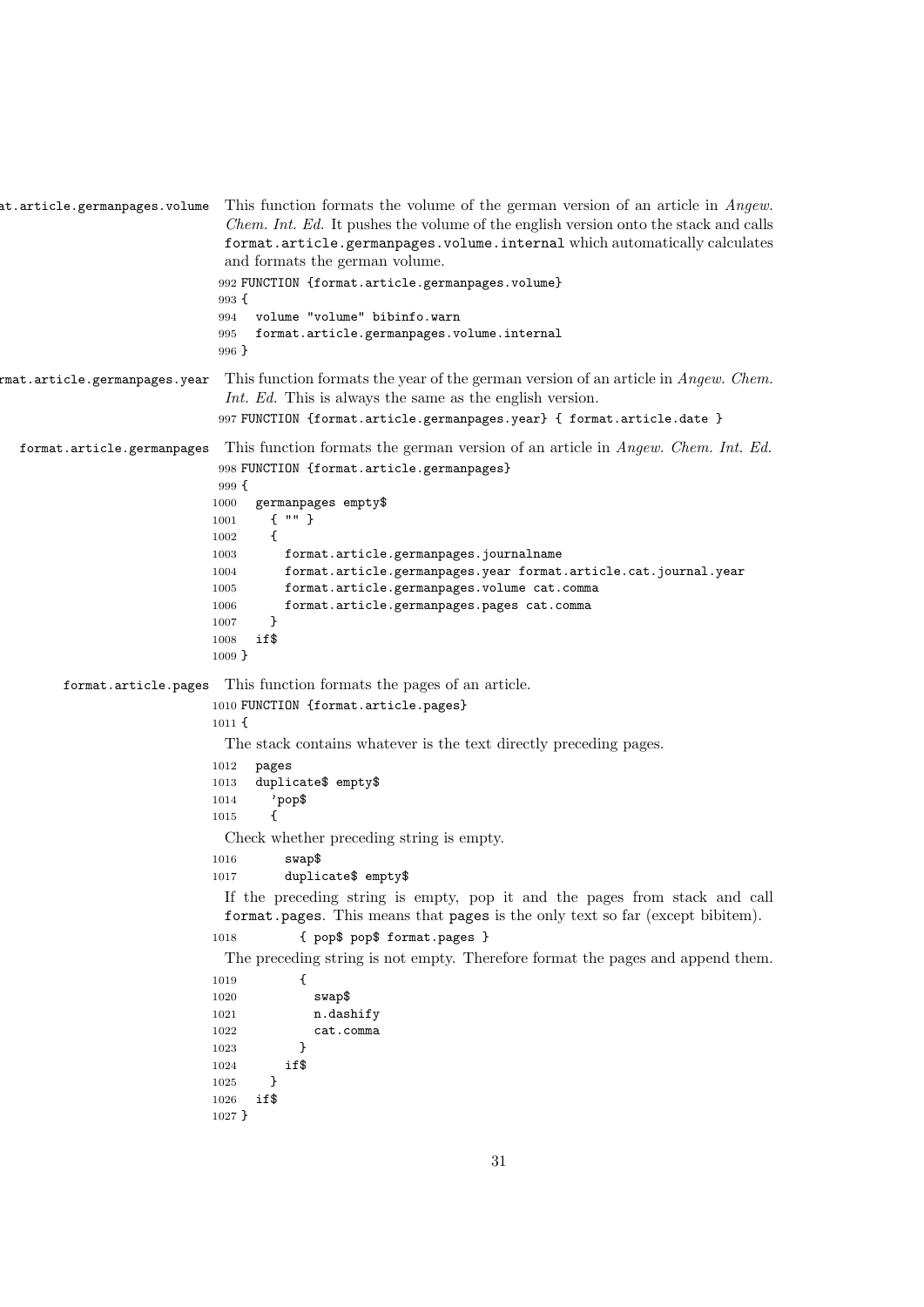**format.article.germanpages.volume** This function formats the volume of the german version of an article in *Angew. Chem. Int. Ed.* It pushes the volume of the english version onto the stack and calls `format.article.germanpages.volume.internal` which automatically calculates and formats the german volume.

```
992 FUNCTION {format.article.germanpages.volume}
993 {
994   volume "volume" bibinfo.warn
995   format.article.germanpages.volume.internal
996 }
```

**format.article.germanpages.year** This function formats the year of the german version of an article in *Angew. Chem. Int. Ed.* This is always the same as the english version.

```
997 FUNCTION {format.article.germanpages.year} { format.article.date }
```

**format.article.germanpages** This function formats the german version of an article in *Angew. Chem. Int. Ed.*

```
998 FUNCTION {format.article.germanpages}
999 {
1000   germanpages empty$
1001     { "" }
1002     {
1003       format.article.germanpages.journalname
1004       format.article.germanpages.year format.article.cat.journal.year
1005       format.article.germanpages.volume cat.comma
1006       format.article.germanpages.pages cat.comma
1007     }
1008   if$
1009 }
```

**format.article.pages** This function formats the pages of an article.

```
1010 FUNCTION {format.article.pages}
1011 {
```

The stack contains whatever is the text directly preceding pages.

```
1012   pages
1013   duplicate$ empty$
1014     'pop$
1015     {
```

Check whether preceding string is empty.

```
1016       swap$
1017       duplicate$ empty$
```

If the preceding string is empty, pop it and the pages from stack and call `format.pages`. This means that `pages` is the only text so far (except bibitem).

```
1018         { pop$ pop$ format.pages }
```

The preceding string is not empty. Therefore format the pages and append them.

```
1019         {
1020           swap$
1021           n.dashify
1022           cat.comma
1023         }
1024       if$
1025     }
1026   if$
1027 }
```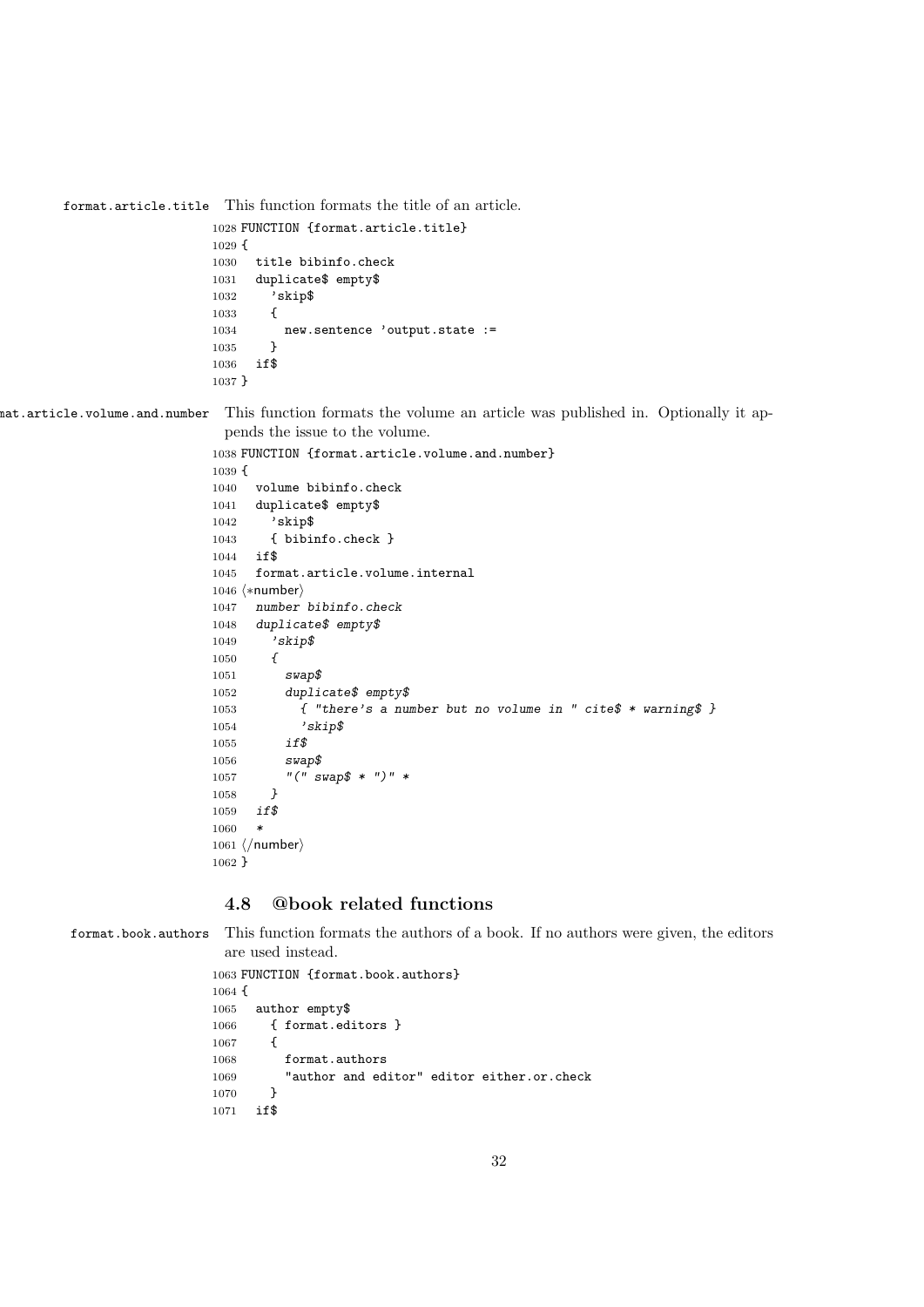`format.article.title` This function formats the title of an article.

```
1028 FUNCTION {format.article.title}
1029 {
1030   title bibinfo.check
1031   duplicate$ empty$
1032     'skip$
1033     {
1034       new.sentence 'output.state :=
1035     }
1036   if$
1037 }
```

`format.article.volume.and.number` This function formats the volume an article was published in. Optionally it appends the issue to the volume.

```
1038 FUNCTION {format.article.volume.and.number}
1039 {
1040   volume bibinfo.check
1041   duplicate$ empty$
1042     'skip$
1043     { bibinfo.check }
1044   if$
1045   format.article.volume.internal
1046 <*number>
1047   number bibinfo.check
1048   duplicate$ empty$
1049     'skip$
1050     {
1051       swap$
1052       duplicate$ empty$
1053         { "there's a number but no volume in " cite$ * warning$ }
1054         'skip$
1055       if$
1056       swap$
1057       "(" swap$ * ")" *
1058     }
1059   if$
1060   *
1061 </number>
1062 }
```

### 4.8 @book related functions

`format.book.authors` This function formats the authors of a book. If no authors were given, the editors are used instead.

```
1063 FUNCTION {format.book.authors}
1064 {
1065   author empty$
1066     { format.editors }
1067     {
1068       format.authors
1069       "author and editor" editor either.or.check
1070     }
1071   if$
```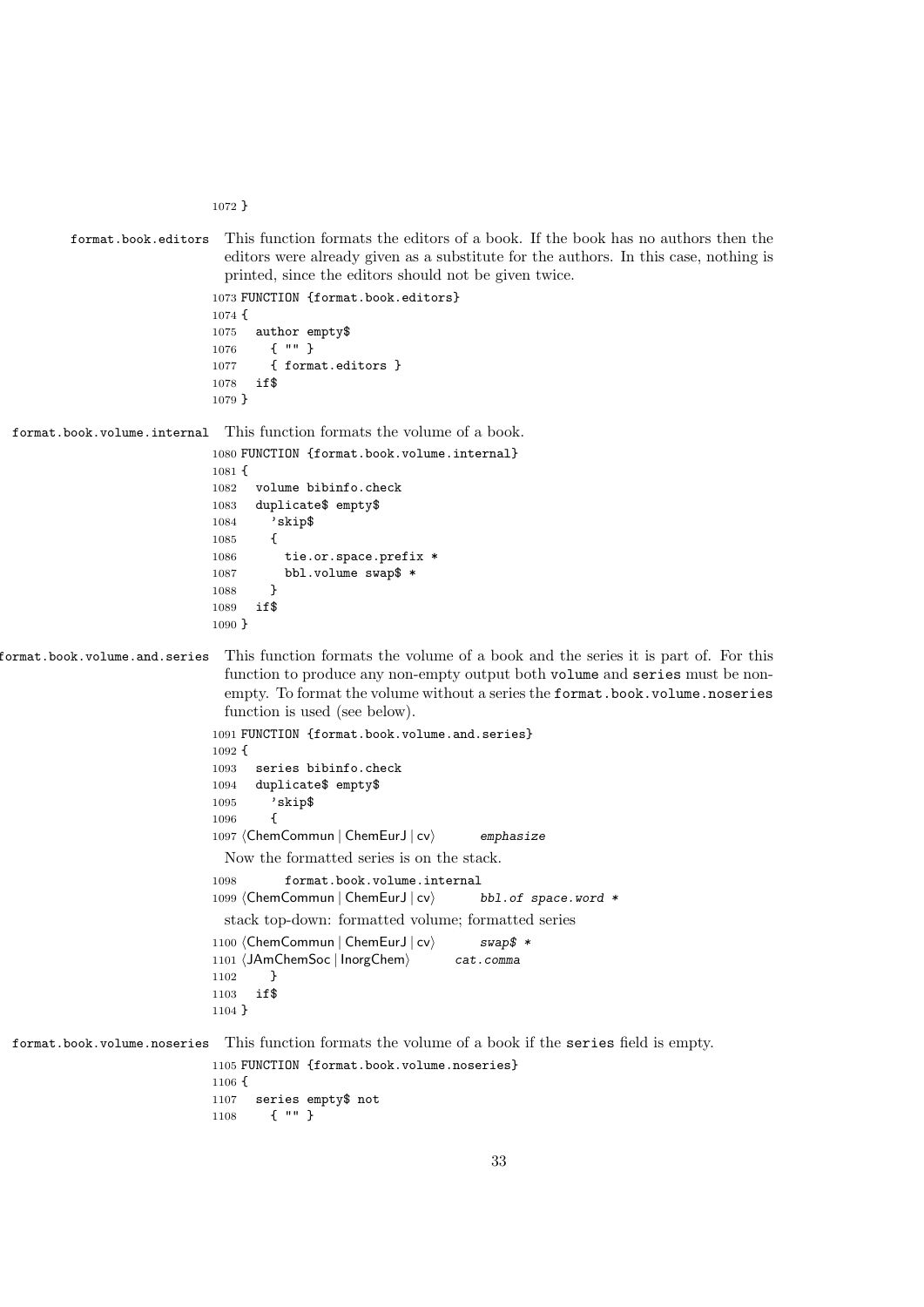```
1072 }
```

`format.book.editors` This function formats the editors of a book. If the book has no authors then the editors were already given as a substitute for the authors. In this case, nothing is printed, since the editors should not be given twice.

```
1073 FUNCTION {format.book.editors}
1074 {
1075   author empty$
1076     { "" }
1077     { format.editors }
1078   if$
1079 }
```

`format.book.volume.internal` This function formats the volume of a book.

```
1080 FUNCTION {format.book.volume.internal}
1081 {
1082   volume bibinfo.check
1083   duplicate$ empty$
1084     'skip$
1085     {
1086       tie.or.space.prefix *
1087       bbl.volume swap$ *
1088     }
1089   if$
1090 }
```

`format.book.volume.and.series` This function formats the volume of a book and the series it is part of. For this function to produce any non-empty output both `volume` and `series` must be non-empty. To format the volume without a series the `format.book.volume.noseries` function is used (see below).

```
1091 FUNCTION {format.book.volume.and.series}
1092 {
1093   series bibinfo.check
1094   duplicate$ empty$
1095     'skip$
1096     {
1097 ⟨ChemCommun | ChemEurJ | cv⟩       emphasize
```

Now the formatted series is on the stack.

```
1098       format.book.volume.internal
1099 ⟨ChemCommun | ChemEurJ | cv⟩       bbl.of space.word *
```

stack top-down: formatted volume; formatted series

```
1100 ⟨ChemCommun | ChemEurJ | cv⟩       swap$ *
1101 ⟨JAmChemSoc | InorgChem⟩       cat.comma
1102     }
1103   if$
1104 }
```

`format.book.volume.noseries` This function formats the volume of a book if the `series` field is empty.

```
1105 FUNCTION {format.book.volume.noseries}
1106 {
1107   series empty$ not
1108     { "" }
```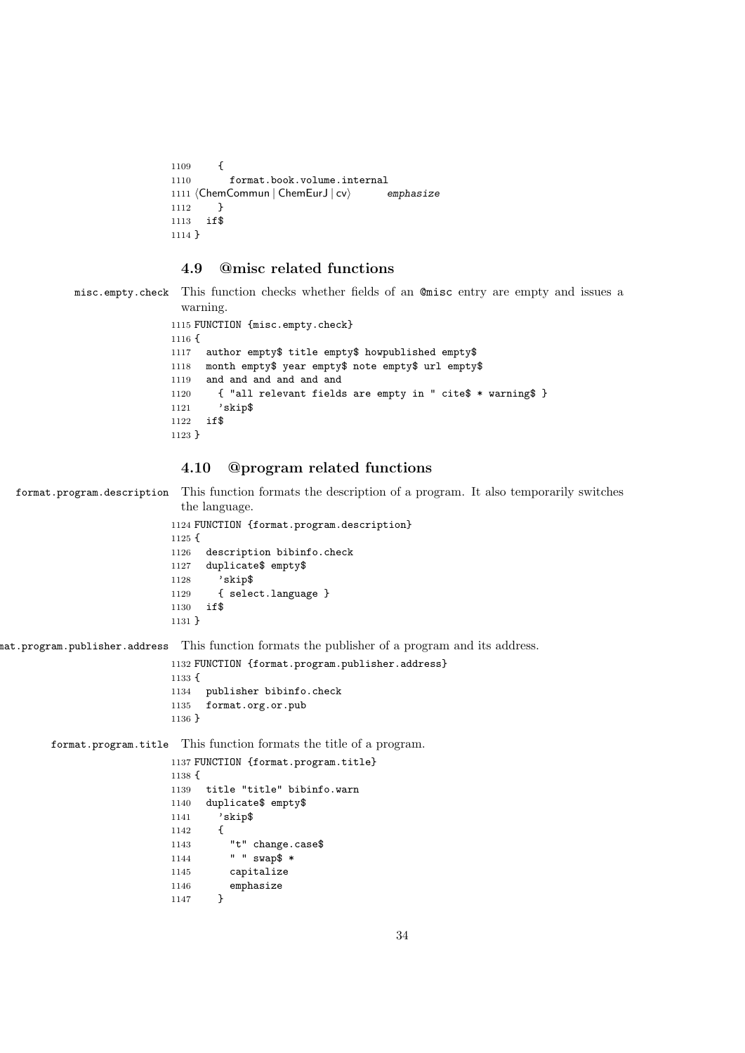```
1109     {
1110       format.book.volume.internal
1111 ⟨ChemCommun | ChemEurJ | cv⟩       emphasize
1112     }
1113   if$
1114 }
```

### 4.9 @misc related functions

misc.empty.check — This function checks whether fields of an @misc entry are empty and issues a warning.

```
1115 FUNCTION {misc.empty.check}
1116 {
1117   author empty$ title empty$ howpublished empty$
1118   month empty$ year empty$ note empty$ url empty$
1119   and and and and and and
1120     { "all relevant fields are empty in " cite$ * warning$ }
1121     'skip$
1122   if$
1123 }
```

### 4.10 @program related functions

format.program.description — This function formats the description of a program. It also temporarily switches the language.

```
1124 FUNCTION {format.program.description}
1125 {
1126   description bibinfo.check
1127   duplicate$ empty$
1128     'skip$
1129     { select.language }
1130   if$
1131 }
```

format.program.publisher.address — This function formats the publisher of a program and its address.

```
1132 FUNCTION {format.program.publisher.address}
1133 {
1134   publisher bibinfo.check
1135   format.org.or.pub
1136 }
```

format.program.title — This function formats the title of a program.

```
1137 FUNCTION {format.program.title}
1138 {
1139   title "title" bibinfo.warn
1140   duplicate$ empty$
1141     'skip$
1142     {
1143       "t" change.case$
1144       " " swap$ *
1145       capitalize
1146       emphasize
1147     }
```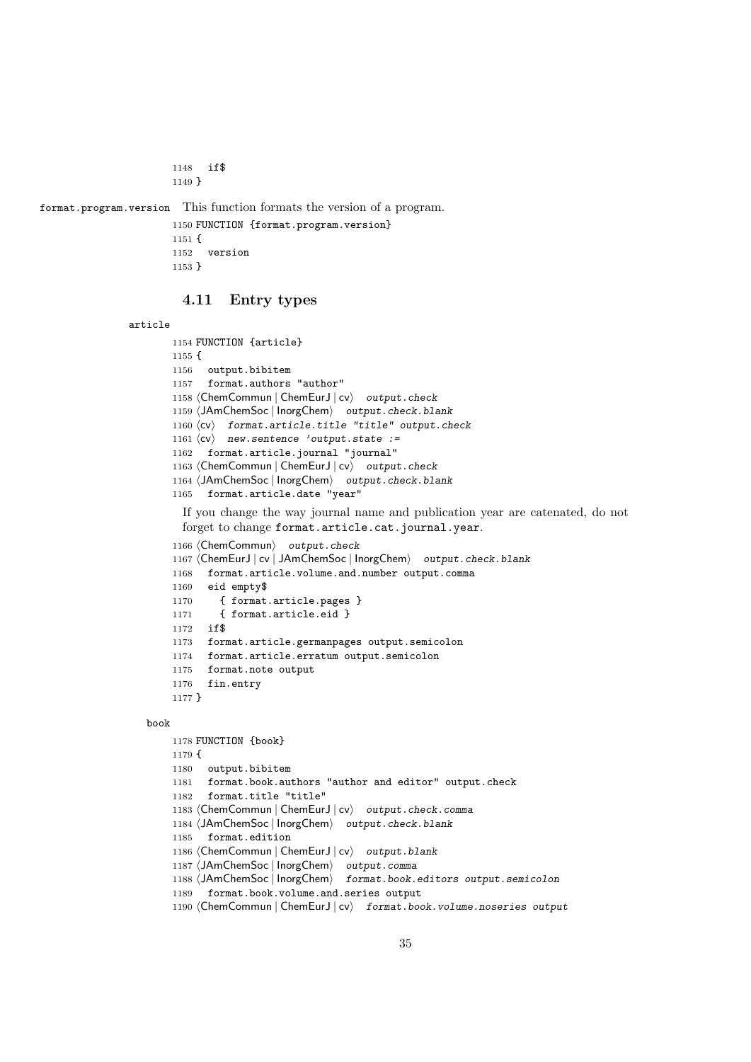```
1148   if$
1149 }
```

format.program.version This function formats the version of a program.

```
1150 FUNCTION {format.program.version}
1151 {
1152   version
1153 }
```

### 4.11 Entry types

article

```
1154 FUNCTION {article}
1155 {
1156   output.bibitem
1157   format.authors "author"
1158 ⟨ChemCommun | ChemEurJ | cv⟩  output.check
1159 ⟨JAmChemSoc | InorgChem⟩  output.check.blank
1160 ⟨cv⟩  format.article.title "title" output.check
1161 ⟨cv⟩  new.sentence 'output.state :=
1162   format.article.journal "journal"
1163 ⟨ChemCommun | ChemEurJ | cv⟩  output.check
1164 ⟨JAmChemSoc | InorgChem⟩  output.check.blank
1165   format.article.date "year"
```

If you change the way journal name and publication year are catenated, do not forget to change `format.article.cat.journal.year`.

```
1166 ⟨ChemCommun⟩  output.check
1167 ⟨ChemEurJ | cv | JAmChemSoc | InorgChem⟩  output.check.blank
1168   format.article.volume.and.number output.comma
1169   eid empty$
1170     { format.article.pages }
1171     { format.article.eid }
1172   if$
1173   format.article.germanpages output.semicolon
1174   format.article.erratum output.semicolon
1175   format.note output
1176   fin.entry
1177 }
```

book

```
1178 FUNCTION {book}
1179 {
1180   output.bibitem
1181   format.book.authors "author and editor" output.check
1182   format.title "title"
1183 ⟨ChemCommun | ChemEurJ | cv⟩  output.check.comma
1184 ⟨JAmChemSoc | InorgChem⟩  output.check.blank
1185   format.edition
1186 ⟨ChemCommun | ChemEurJ | cv⟩  output.blank
1187 ⟨JAmChemSoc | InorgChem⟩  output.comma
1188 ⟨JAmChemSoc | InorgChem⟩  format.book.editors output.semicolon
1189   format.book.volume.and.series output
1190 ⟨ChemCommun | ChemEurJ | cv⟩  format.book.volume.noseries output
```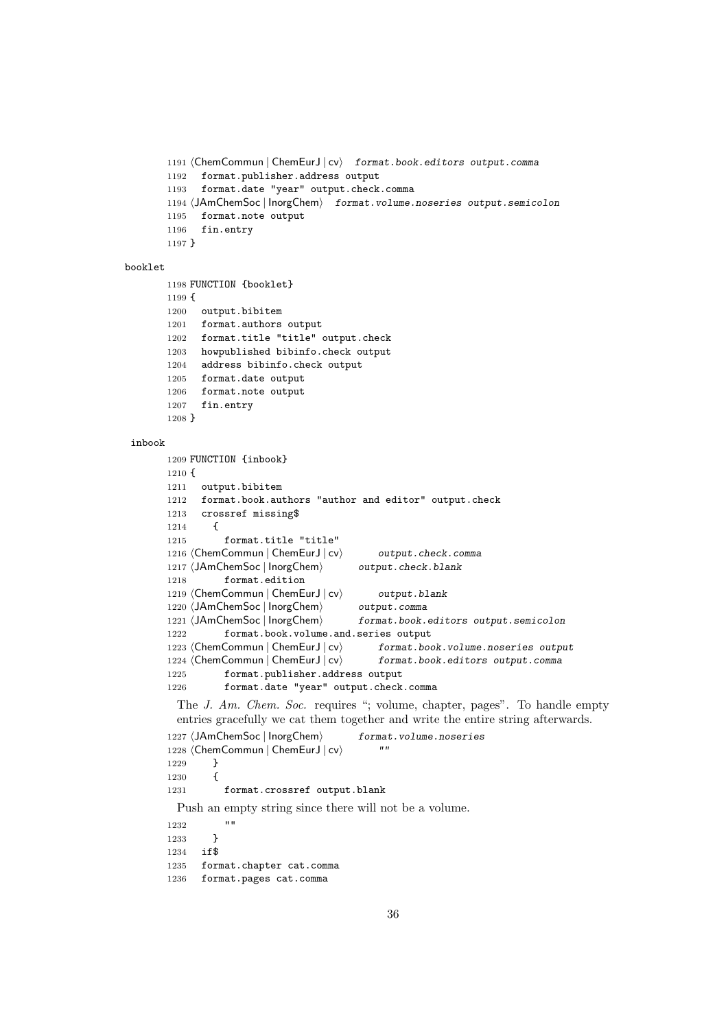```
1191 ⟨ChemCommun | ChemEurJ | cv⟩  format.book.editors output.comma
1192   format.publisher.address output
1193   format.date "year" output.check.comma
1194 ⟨JAmChemSoc | InorgChem⟩  format.volume.noseries output.semicolon
1195   format.note output
1196   fin.entry
1197 }
```

booklet

```
1198 FUNCTION {booklet}
1199 {
1200   output.bibitem
1201   format.authors output
1202   format.title "title" output.check
1203   howpublished bibinfo.check output
1204   address bibinfo.check output
1205   format.date output
1206   format.note output
1207   fin.entry
1208 }
```

inbook

```
1209 FUNCTION {inbook}
1210 {
1211   output.bibitem
1212   format.book.authors "author and editor" output.check
1213   crossref missing$
1214     {
1215       format.title "title"
1216 ⟨ChemCommun | ChemEurJ | cv⟩      output.check.comma
1217 ⟨JAmChemSoc | InorgChem⟩      output.check.blank
1218       format.edition
1219 ⟨ChemCommun | ChemEurJ | cv⟩      output.blank
1220 ⟨JAmChemSoc | InorgChem⟩      output.comma
1221 ⟨JAmChemSoc | InorgChem⟩      format.book.editors output.semicolon
1222       format.book.volume.and.series output
1223 ⟨ChemCommun | ChemEurJ | cv⟩      format.book.volume.noseries output
1224 ⟨ChemCommun | ChemEurJ | cv⟩      format.book.editors output.comma
1225       format.publisher.address output
1226       format.date "year" output.check.comma
```

The *J. Am. Chem. Soc.* requires "; volume, chapter, pages". To handle empty entries gracefully we cat them together and write the entire string afterwards.

```
1227 ⟨JAmChemSoc | InorgChem⟩      format.volume.noseries
1228 ⟨ChemCommun | ChemEurJ | cv⟩      ""
1229     }
1230     {
1231       format.crossref output.blank
```

Push an empty string since there will not be a volume.

```
1232       ""
1233     }
1234   if$
1235   format.chapter cat.comma
1236   format.pages cat.comma
```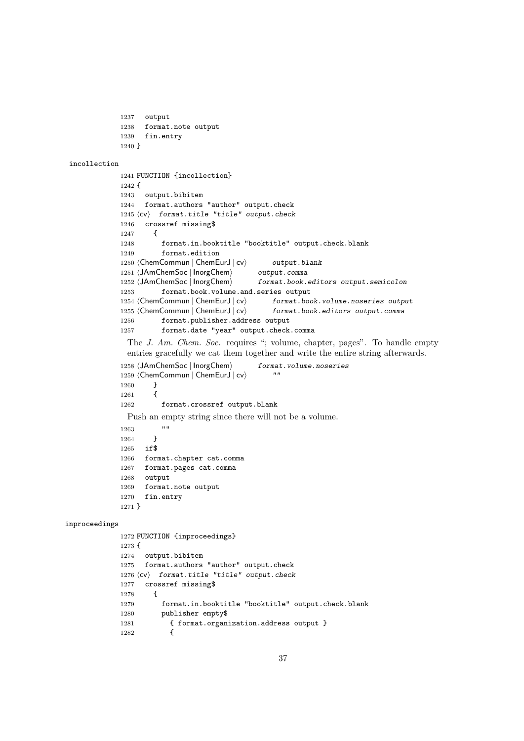```
1237   output
1238   format.note output
1239   fin.entry
1240 }
```

incollection

```
1241 FUNCTION {incollection}
1242 {
1243   output.bibitem
1244   format.authors "author" output.check
1245 ⟨cv⟩  format.title "title" output.check
1246   crossref missing$
1247     {
1248       format.in.booktitle "booktitle" output.check.blank
1249       format.edition
1250 ⟨ChemCommun | ChemEurJ | cv⟩       output.blank
1251 ⟨JAmChemSoc | InorgChem⟩       output.comma
1252 ⟨JAmChemSoc | InorgChem⟩       format.book.editors output.semicolon
1253       format.book.volume.and.series output
1254 ⟨ChemCommun | ChemEurJ | cv⟩       format.book.volume.noseries output
1255 ⟨ChemCommun | ChemEurJ | cv⟩       format.book.editors output.comma
1256       format.publisher.address output
1257       format.date "year" output.check.comma
```

The *J. Am. Chem. Soc.* requires "; volume, chapter, pages". To handle empty entries gracefully we cat them together and write the entire string afterwards.

```
1258 ⟨JAmChemSoc | InorgChem⟩       format.volume.noseries
1259 ⟨ChemCommun | ChemEurJ | cv⟩       ""
1260     }
1261     {
1262       format.crossref output.blank
```

Push an empty string since there will not be a volume.

```
1263       ""
1264     }
1265   if$
1266   format.chapter cat.comma
1267   format.pages cat.comma
1268   output
1269   format.note output
1270   fin.entry
1271 }
```

inproceedings

```
1272 FUNCTION {inproceedings}
1273 {
1274   output.bibitem
1275   format.authors "author" output.check
1276 ⟨cv⟩  format.title "title" output.check
1277   crossref missing$
1278     {
1279       format.in.booktitle "booktitle" output.check.blank
1280       publisher empty$
1281         { format.organization.address output }
1282         {
```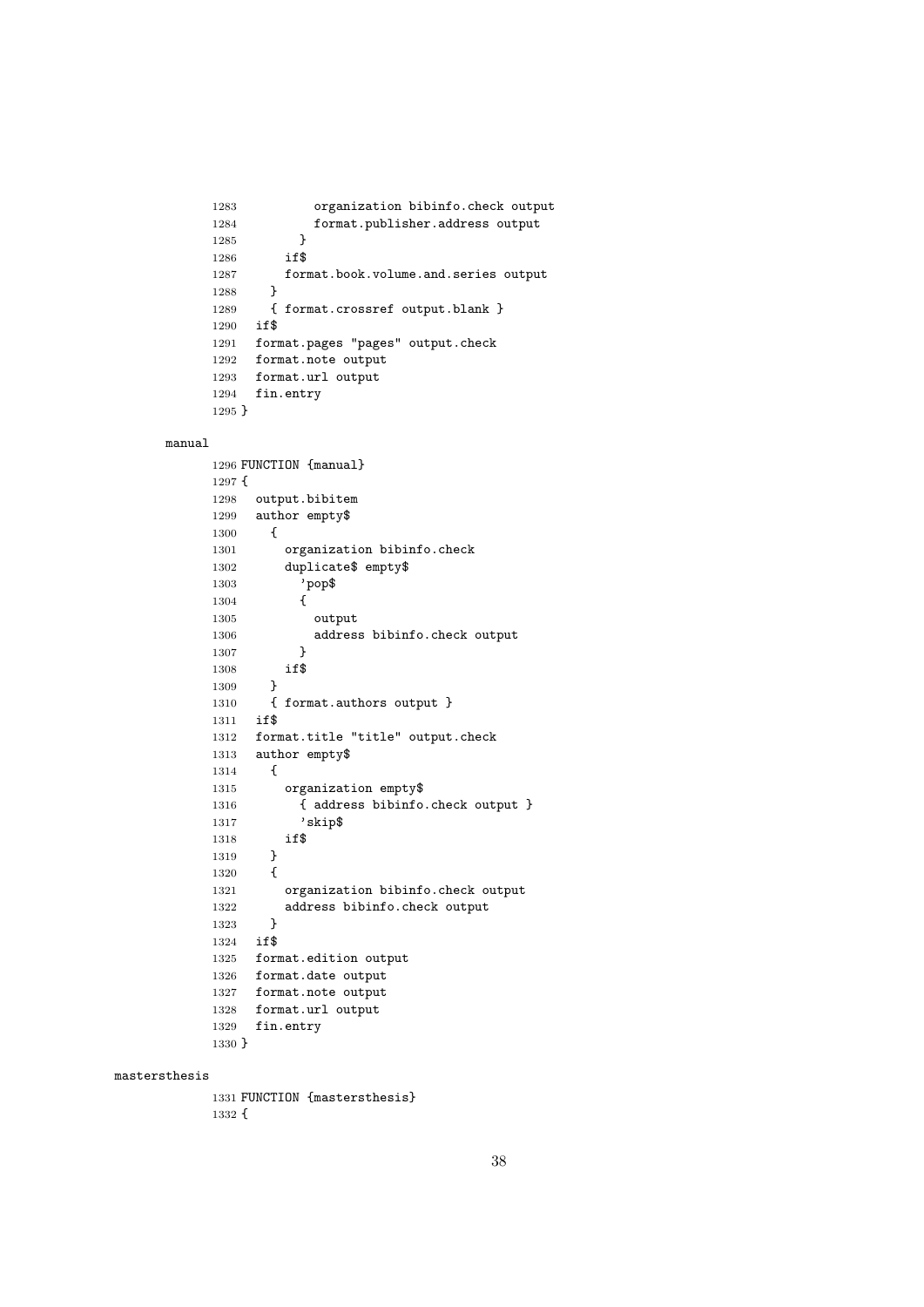```
1283          organization bibinfo.check output
1284          format.publisher.address output
1285        }
1286      if$
1287      format.book.volume.and.series output
1288    }
1289    { format.crossref output.blank }
1290  if$
1291  format.pages "pages" output.check
1292  format.note output
1293  format.url output
1294  fin.entry
1295 }
```

manual

```
1296 FUNCTION {manual}
1297 {
1298  output.bibitem
1299  author empty$
1300    {
1301      organization bibinfo.check
1302      duplicate$ empty$
1303        'pop$
1304        {
1305          output
1306          address bibinfo.check output
1307        }
1308      if$
1309    }
1310    { format.authors output }
1311  if$
1312  format.title "title" output.check
1313  author empty$
1314    {
1315      organization empty$
1316        { address bibinfo.check output }
1317        'skip$
1318      if$
1319    }
1320    {
1321      organization bibinfo.check output
1322      address bibinfo.check output
1323    }
1324  if$
1325  format.edition output
1326  format.date output
1327  format.note output
1328  format.url output
1329  fin.entry
1330 }
```

mastersthesis

```
1331 FUNCTION {mastersthesis}
1332 {
```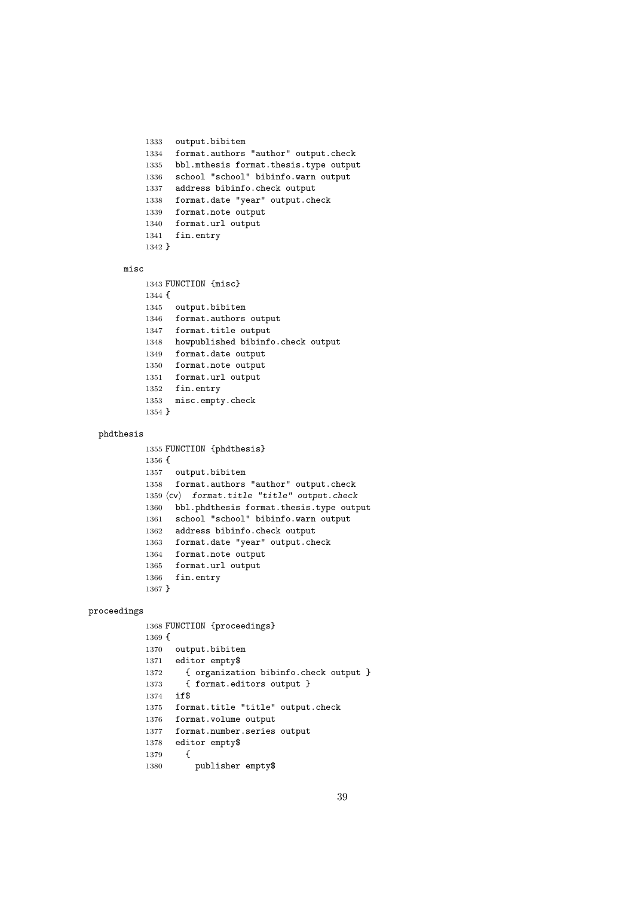```
1333   output.bibitem
1334   format.authors "author" output.check
1335   bbl.mthesis format.thesis.type output
1336   school "school" bibinfo.warn output
1337   address bibinfo.check output
1338   format.date "year" output.check
1339   format.note output
1340   format.url output
1341   fin.entry
1342 }
```

misc

```
1343 FUNCTION {misc}
1344 {
1345   output.bibitem
1346   format.authors output
1347   format.title output
1348   howpublished bibinfo.check output
1349   format.date output
1350   format.note output
1351   format.url output
1352   fin.entry
1353   misc.empty.check
1354 }
```

phdthesis

```
1355 FUNCTION {phdthesis}
1356 {
1357   output.bibitem
1358   format.authors "author" output.check
1359 ⟨cv⟩  format.title "title" output.check
1360   bbl.phdthesis format.thesis.type output
1361   school "school" bibinfo.warn output
1362   address bibinfo.check output
1363   format.date "year" output.check
1364   format.note output
1365   format.url output
1366   fin.entry
1367 }
```

proceedings

```
1368 FUNCTION {proceedings}
1369 {
1370   output.bibitem
1371   editor empty$
1372     { organization bibinfo.check output }
1373     { format.editors output }
1374   if$
1375   format.title "title" output.check
1376   format.volume output
1377   format.number.series output
1378   editor empty$
1379     {
1380       publisher empty$
```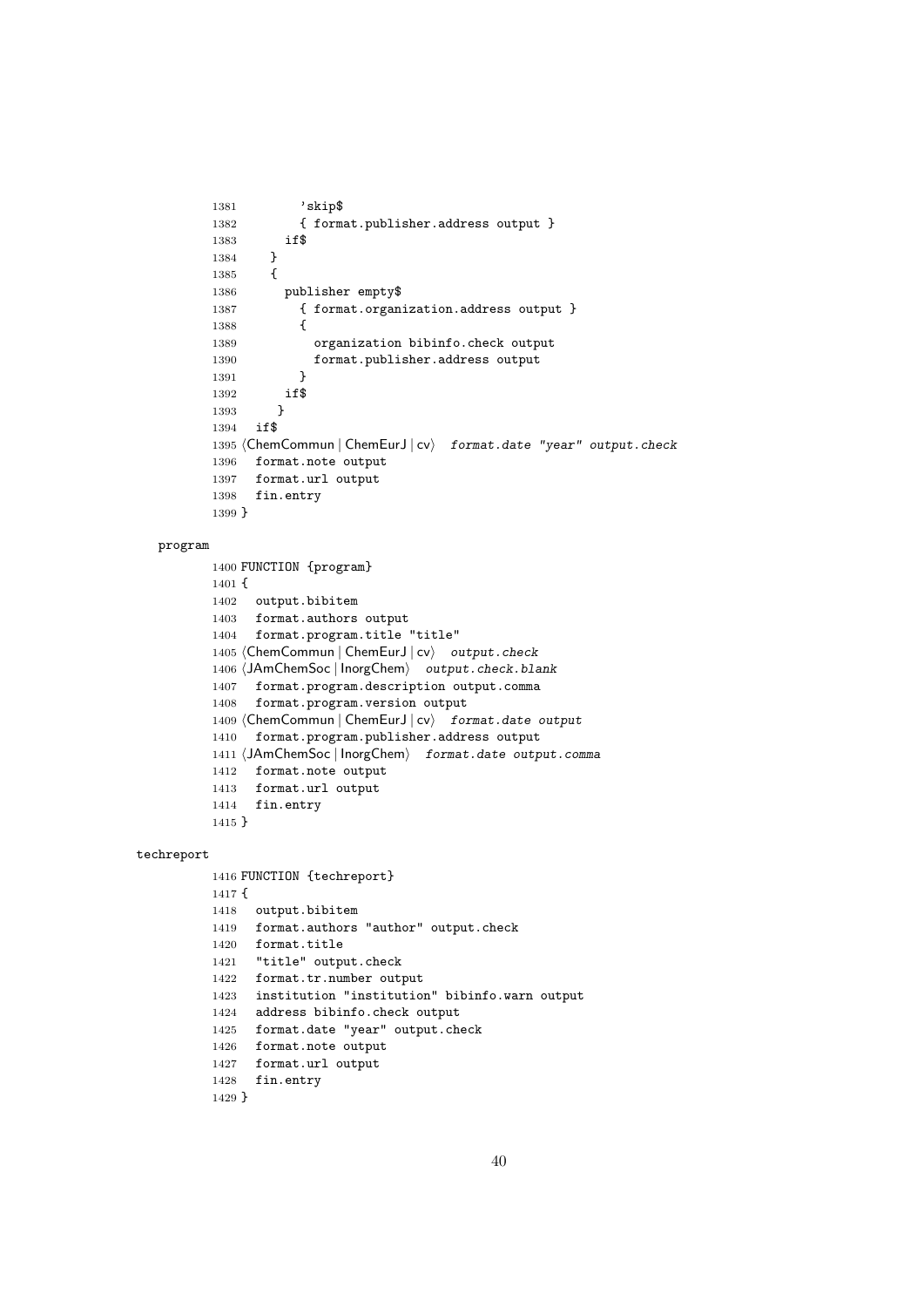```
1381         'skip$
1382         { format.publisher.address output }
1383       if$
1384     }
1385     {
1386       publisher empty$
1387         { format.organization.address output }
1388         {
1389           organization bibinfo.check output
1390           format.publisher.address output
1391         }
1392       if$
1393      }
1394   if$
1395 ⟨ChemCommun | ChemEurJ | cv⟩  format.date "year" output.check
1396   format.note output
1397   format.url output
1398   fin.entry
1399 }
```

program

```
1400 FUNCTION {program}
1401 {
1402   output.bibitem
1403   format.authors output
1404   format.program.title "title"
1405 ⟨ChemCommun | ChemEurJ | cv⟩  output.check
1406 ⟨JAmChemSoc | InorgChem⟩  output.check.blank
1407   format.program.description output.comma
1408   format.program.version output
1409 ⟨ChemCommun | ChemEurJ | cv⟩  format.date output
1410   format.program.publisher.address output
1411 ⟨JAmChemSoc | InorgChem⟩  format.date output.comma
1412   format.note output
1413   format.url output
1414   fin.entry
1415 }
```

techreport

```
1416 FUNCTION {techreport}
1417 {
1418   output.bibitem
1419   format.authors "author" output.check
1420   format.title
1421   "title" output.check
1422   format.tr.number output
1423   institution "institution" bibinfo.warn output
1424   address bibinfo.check output
1425   format.date "year" output.check
1426   format.note output
1427   format.url output
1428   fin.entry
1429 }
```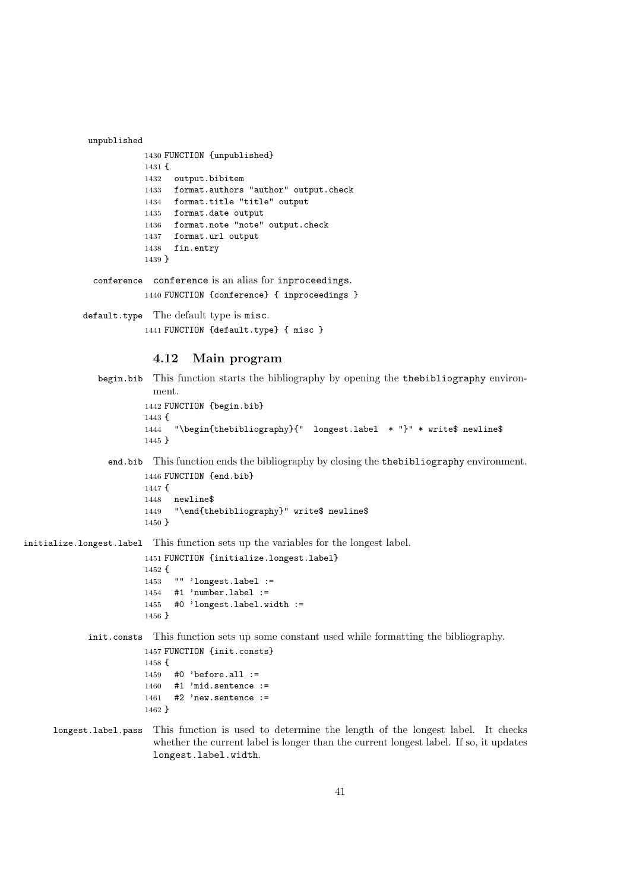unpublished

```
1430 FUNCTION {unpublished}
1431 {
1432   output.bibitem
1433   format.authors "author" output.check
1434   format.title "title" output
1435   format.date output
1436   format.note "note" output.check
1437   format.url output
1438   fin.entry
1439 }
```

conference conference is an alias for inproceedings.

```
1440 FUNCTION {conference} { inproceedings }
```

default.type The default type is misc.

```
1441 FUNCTION {default.type} { misc }
```

### 4.12 Main program

begin.bib This function starts the bibliography by opening the thebibliography environment.

```
1442 FUNCTION {begin.bib}
1443 {
1444   "\begin{thebibliography}{"  longest.label  * "}" * write$ newline$
1445 }
```

end.bib This function ends the bibliography by closing the thebibliography environment.

```
1446 FUNCTION {end.bib}
1447 {
1448   newline$
1449   "\end{thebibliography}" write$ newline$
1450 }
```

initialize.longest.label This function sets up the variables for the longest label.

```
1451 FUNCTION {initialize.longest.label}
1452 {
1453   "" 'longest.label :=
1454   #1 'number.label :=
1455   #0 'longest.label.width :=
1456 }
```

init.consts This function sets up some constant used while formatting the bibliography.

```
1457 FUNCTION {init.consts}
1458 {
1459   #0 'before.all :=
1460   #1 'mid.sentence :=
1461   #2 'new.sentence :=
1462 }
```

longest.label.pass This function is used to determine the length of the longest label. It checks whether the current label is longer than the current longest label. If so, it updates longest.label.width.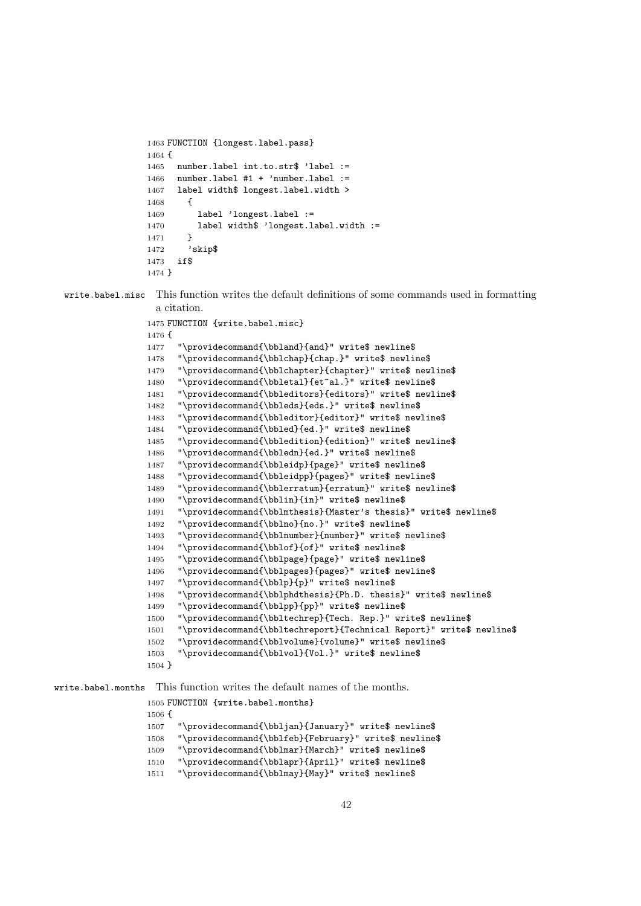```
1463 FUNCTION {longest.label.pass}
1464 {
1465   number.label int.to.str$ 'label :=
1466   number.label #1 + 'number.label :=
1467   label width$ longest.label.width >
1468     {
1469       label 'longest.label :=
1470       label width$ 'longest.label.width :=
1471     }
1472     'skip$
1473   if$
1474 }
```

`write.babel.misc` This function writes the default definitions of some commands used in formatting a citation.

```
1475 FUNCTION {write.babel.misc}
1476 {
1477   "\providecommand{\bbland}{and}" write$ newline$
1478   "\providecommand{\bblchap}{chap.}" write$ newline$
1479   "\providecommand{\bblchapter}{chapter}" write$ newline$
1480   "\providecommand{\bbletal}{et~al.}" write$ newline$
1481   "\providecommand{\bbleditors}{editors}" write$ newline$
1482   "\providecommand{\bbleds}{eds.}" write$ newline$
1483   "\providecommand{\bbleditor}{editor}" write$ newline$
1484   "\providecommand{\bbled}{ed.}" write$ newline$
1485   "\providecommand{\bbledition}{edition}" write$ newline$
1486   "\providecommand{\bbledn}{ed.}" write$ newline$
1487   "\providecommand{\bbleidp}{page}" write$ newline$
1488   "\providecommand{\bbleidpp}{pages}" write$ newline$
1489   "\providecommand{\bblerratum}{erratum}" write$ newline$
1490   "\providecommand{\bblin}{in}" write$ newline$
1491   "\providecommand{\bblmthesis}{Master's thesis}" write$ newline$
1492   "\providecommand{\bblno}{no.}" write$ newline$
1493   "\providecommand{\bblnumber}{number}" write$ newline$
1494   "\providecommand{\bblof}{of}" write$ newline$
1495   "\providecommand{\bblpage}{page}" write$ newline$
1496   "\providecommand{\bblpages}{pages}" write$ newline$
1497   "\providecommand{\bblp}{p}" write$ newline$
1498   "\providecommand{\bblphdthesis}{Ph.D. thesis}" write$ newline$
1499   "\providecommand{\bblpp}{pp}" write$ newline$
1500   "\providecommand{\bbltechrep}{Tech. Rep.}" write$ newline$
1501   "\providecommand{\bbltechreport}{Technical Report}" write$ newline$
1502   "\providecommand{\bblvolume}{volume}" write$ newline$
1503   "\providecommand{\bblvol}{Vol.}" write$ newline$
1504 }
```

`write.babel.months` This function writes the default names of the months.

```
1505 FUNCTION {write.babel.months}
1506 {
1507   "\providecommand{\bbljan}{January}" write$ newline$
1508   "\providecommand{\bblfeb}{February}" write$ newline$
1509   "\providecommand{\bblmar}{March}" write$ newline$
1510   "\providecommand{\bblapr}{April}" write$ newline$
1511   "\providecommand{\bblmay}{May}" write$ newline$
```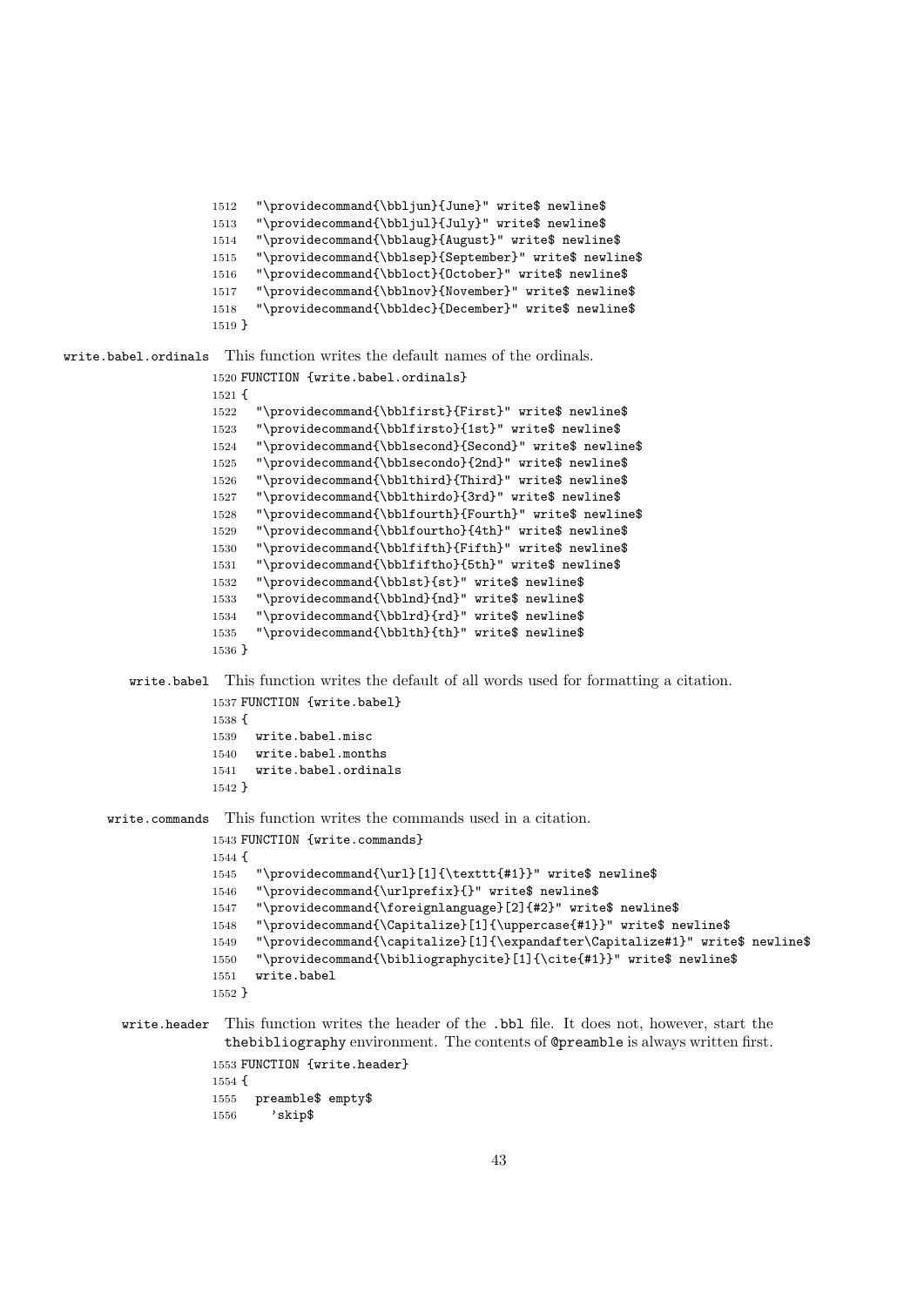```
1512   "\providecommand{\bbljun}{June}" write$ newline$
1513   "\providecommand{\bbljul}{July}" write$ newline$
1514   "\providecommand{\bblaug}{August}" write$ newline$
1515   "\providecommand{\bblsep}{September}" write$ newline$
1516   "\providecommand{\bbloct}{October}" write$ newline$
1517   "\providecommand{\bblnov}{November}" write$ newline$
1518   "\providecommand{\bbldec}{December}" write$ newline$
1519 }
```

`write.babel.ordinals` This function writes the default names of the ordinals.

```
1520 FUNCTION {write.babel.ordinals}
1521 {
1522   "\providecommand{\bblfirst}{First}" write$ newline$
1523   "\providecommand{\bblfirsto}{1st}" write$ newline$
1524   "\providecommand{\bblsecond}{Second}" write$ newline$
1525   "\providecommand{\bblsecondo}{2nd}" write$ newline$
1526   "\providecommand{\bblthird}{Third}" write$ newline$
1527   "\providecommand{\bblthirdo}{3rd}" write$ newline$
1528   "\providecommand{\bblfourth}{Fourth}" write$ newline$
1529   "\providecommand{\bblfourtho}{4th}" write$ newline$
1530   "\providecommand{\bblfifth}{Fifth}" write$ newline$
1531   "\providecommand{\bblfiftho}{5th}" write$ newline$
1532   "\providecommand{\bblst}{st}" write$ newline$
1533   "\providecommand{\bblnd}{nd}" write$ newline$
1534   "\providecommand{\bblrd}{rd}" write$ newline$
1535   "\providecommand{\bblth}{th}" write$ newline$
1536 }
```

`write.babel` This function writes the default of all words used for formatting a citation.

```
1537 FUNCTION {write.babel}
1538 {
1539   write.babel.misc
1540   write.babel.months
1541   write.babel.ordinals
1542 }
```

`write.commands` This function writes the commands used in a citation.

```
1543 FUNCTION {write.commands}
1544 {
1545   "\providecommand{\url}[1]{\texttt{#1}}" write$ newline$
1546   "\providecommand{\urlprefix}{}" write$ newline$
1547   "\providecommand{\foreignlanguage}[2]{#2}" write$ newline$
1548   "\providecommand{\Capitalize}[1]{\uppercase{#1}}" write$ newline$
1549   "\providecommand{\capitalize}[1]{\expandafter\Capitalize#1}" write$ newline$
1550   "\providecommand{\bibliographycite}[1]{\cite{#1}}" write$ newline$
1551   write.babel
1552 }
```

`write.header` This function writes the header of the `.bbl` file. It does not, however, start the `thebibliography` environment. The contents of `@preamble` is always written first.

```
1553 FUNCTION {write.header}
1554 {
1555   preamble$ empty$
1556     'skip$
```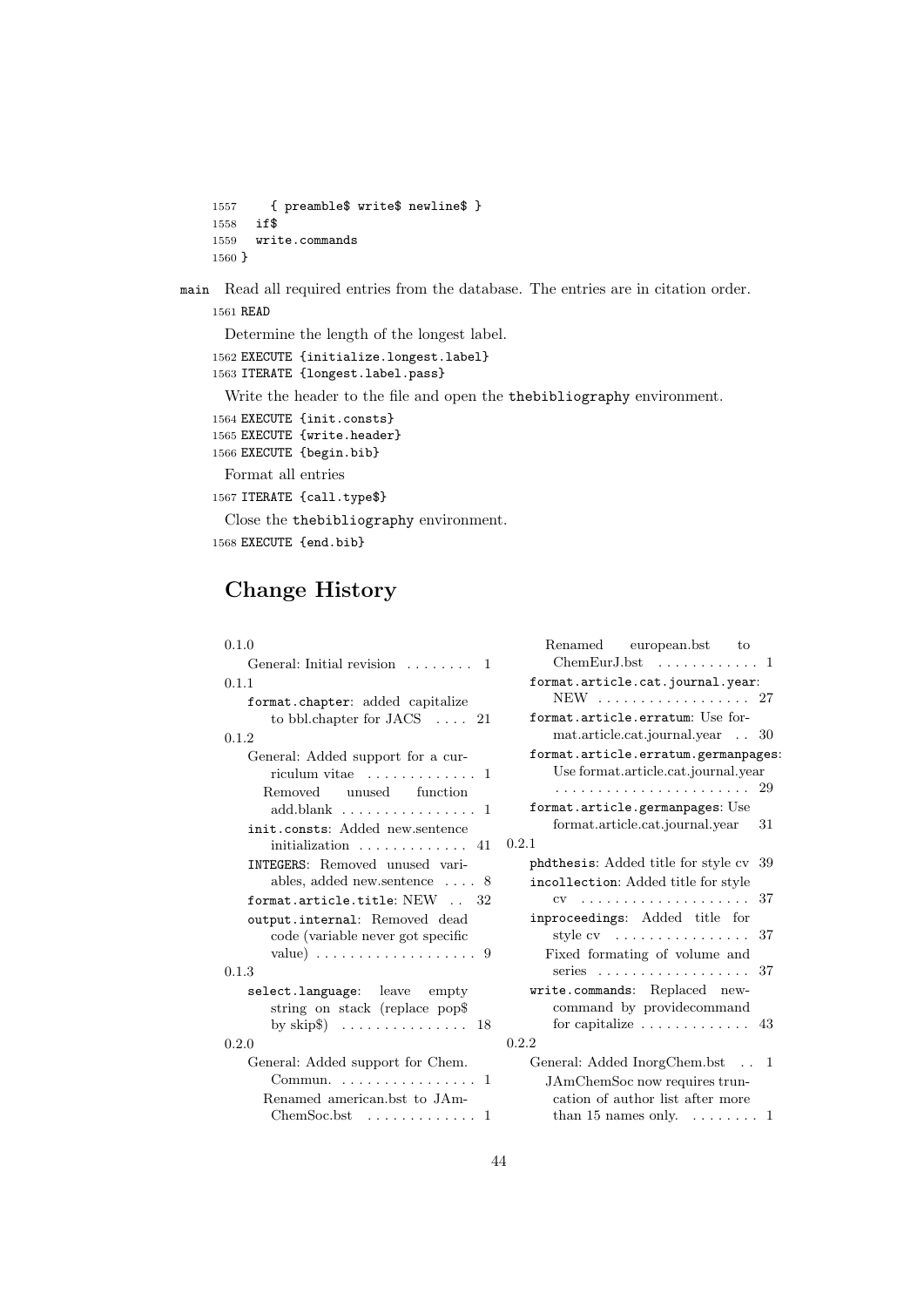```
1557     { preamble$ write$ newline$ }
1558   if$
1559   write.commands
1560 }
```

main Read all required entries from the database. The entries are in citation order.

```
1561 READ
```

Determine the length of the longest label.

```
1562 EXECUTE {initialize.longest.label}
1563 ITERATE {longest.label.pass}
```

Write the header to the file and open the thebibliography environment.

```
1564 EXECUTE {init.consts}
1565 EXECUTE {write.header}
1566 EXECUTE {begin.bib}
```

Format all entries

```
1567 ITERATE {call.type$}
```

Close the thebibliography environment.

```
1568 EXECUTE {end.bib}
```

## Change History

0.1.0
- General: Initial revision . . . . . . . . 1

0.1.1
- format.chapter: added capitalize to bbl.chapter for JACS . . . . 21

0.1.2
- General: Added support for a curriculum vitae . . . . . . . . . . . . . 1
  - Removed unused function add.blank . . . . . . . . . . . . . . . . 1
- init.consts: Added new.sentence initialization . . . . . . . . . . . . . 41
- INTEGERS: Removed unused variables, added new.sentence . . . . 8
- format.article.title: NEW . . 32
- output.internal: Removed dead code (variable never got specific value) . . . . . . . . . . . . . . . . . . . 9

0.1.3
- select.language: leave empty string on stack (replace pop$ by skip$) . . . . . . . . . . . . . . . 18

0.2.0
- General: Added support for Chem. Commun. . . . . . . . . . . . . . . . . 1
  - Renamed american.bst to JAmChemSoc.bst . . . . . . . . . . . . . 1
  - Renamed european.bst to ChemEurJ.bst . . . . . . . . . . . . 1
- format.article.cat.journal.year: NEW . . . . . . . . . . . . . . . . . . 27
- format.article.erratum: Use format.article.cat.journal.year . . 30
- format.article.erratum.germanpages: Use format.article.cat.journal.year . . . . . . . . . . . . . . . . . . . . . . . 29
- format.article.germanpages: Use format.article.cat.journal.year 31

0.2.1
- phdthesis: Added title for style cv 39
- incollection: Added title for style cv . . . . . . . . . . . . . . . . . . . . 37
- inproceedings: Added title for style cv . . . . . . . . . . . . . . . . 37
  - Fixed formating of volume and series . . . . . . . . . . . . . . . . . . 37
- write.commands: Replaced newcommand by providecommand for capitalize . . . . . . . . . . . . . 43

0.2.2
- General: Added InorgChem.bst . . 1
  - JAmChemSoc now requires truncation of author list after more than 15 names only. . . . . . . . . 1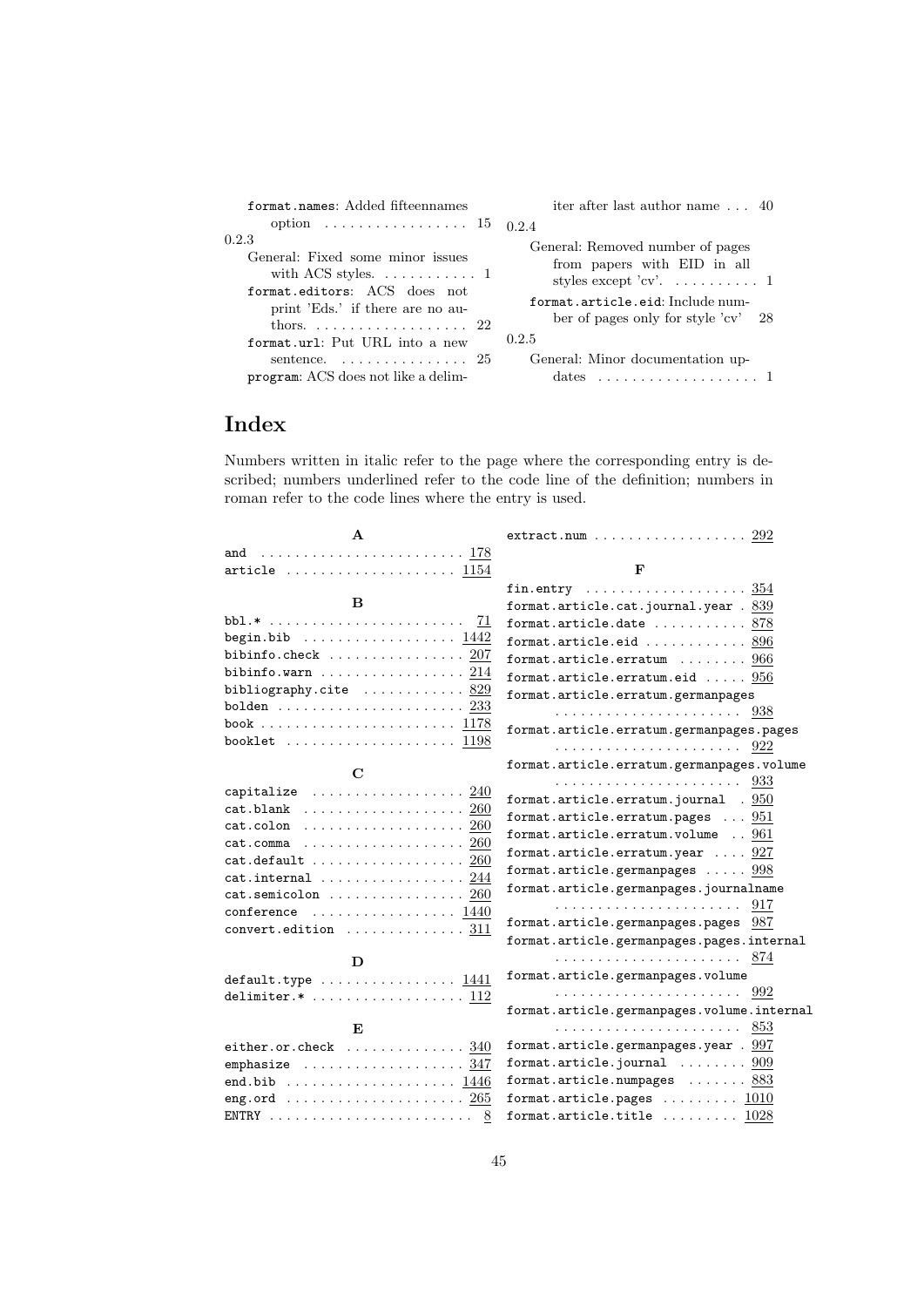`format.names`: Added fifteennames option . . . . . . . . . . . . . . . . . 15

0.2.3

General: Fixed some minor issues with ACS styles. . . . . . . . . . . . 1

`format.editors`: ACS does not print 'Eds.' if there are no authors. . . . . . . . . . . . . . . . . . . 22

`format.url`: Put URL into a new sentence. . . . . . . . . . . . . . . . 25

`program`: ACS does not like a delimiter after last author name . . . 40

0.2.4

General: Removed number of pages from papers with EID in all styles except 'cv'. . . . . . . . . . . 1

`format.article.eid`: Include number of pages only for style 'cv' 28

0.2.5

General: Minor documentation updates . . . . . . . . . . . . . . . . . . . 1

# Index

Numbers written in italic refer to the page where the corresponding entry is described; numbers underlined refer to the code line of the definition; numbers in roman refer to the code lines where the entry is used.

**A**

`and` . . . . . . . . . . . . . . . . . . . . . . . . 178
`article` . . . . . . . . . . . . . . . . . . . . 1154

**B**

`bbl.*` . . . . . . . . . . . . . . . . . . . . . . . 71
`begin.bib` . . . . . . . . . . . . . . . . . . 1442
`bibinfo.check` . . . . . . . . . . . . . . . . 207
`bibinfo.warn` . . . . . . . . . . . . . . . . . 214
`bibliography.cite` . . . . . . . . . . . . 829
`bolden` . . . . . . . . . . . . . . . . . . . . . . 233
`book` . . . . . . . . . . . . . . . . . . . . . . . 1178
`booklet` . . . . . . . . . . . . . . . . . . . . 1198

**C**

`capitalize` . . . . . . . . . . . . . . . . . . 240
`cat.blank` . . . . . . . . . . . . . . . . . . . 260
`cat.colon` . . . . . . . . . . . . . . . . . . . 260
`cat.comma` . . . . . . . . . . . . . . . . . . 260
`cat.default` . . . . . . . . . . . . . . . . . 260
`cat.internal` . . . . . . . . . . . . . . . . . 244
`cat.semicolon` . . . . . . . . . . . . . . . . 260
`conference` . . . . . . . . . . . . . . . . . 1440
`convert.edition` . . . . . . . . . . . . . . 311

**D**

`default.type` . . . . . . . . . . . . . . . . 1441
`delimiter.*` . . . . . . . . . . . . . . . . . . 112

**E**

`either.or.check` . . . . . . . . . . . . . . 340
`emphasize` . . . . . . . . . . . . . . . . . . . 347
`end.bib` . . . . . . . . . . . . . . . . . . . . 1446
`eng.ord` . . . . . . . . . . . . . . . . . . . . . 265
`ENTRY` . . . . . . . . . . . . . . . . . . . . . . . . 8
`extract.num` . . . . . . . . . . . . . . . . . . 292

**F**

`fin.entry` . . . . . . . . . . . . . . . . . . . 354
`format.article.cat.journal.year` . 839
`format.article.date` . . . . . . . . . . . 878
`format.article.eid` . . . . . . . . . . . . 896
`format.article.erratum` . . . . . . . . 966
`format.article.erratum.eid` . . . . . 956
`format.article.erratum.germanpages` . . . . . . . . . . . . . . . . . . . . . . 938
`format.article.erratum.germanpages.pages` . . . . . . . . . . . . . . . . . . . . . . 922
`format.article.erratum.germanpages.volume` . . . . . . . . . . . . . . . . . . . . . . 933
`format.article.erratum.journal` . 950
`format.article.erratum.pages` . . . 951
`format.article.erratum.volume` . . 961
`format.article.erratum.year` . . . . 927
`format.article.germanpages` . . . . . 998
`format.article.germanpages.journalname` . . . . . . . . . . . . . . . . . . . . . . 917
`format.article.germanpages.pages` 987
`format.article.germanpages.pages.internal` . . . . . . . . . . . . . . . . . . . . . . 874
`format.article.germanpages.volume` . . . . . . . . . . . . . . . . . . . . . . 992
`format.article.germanpages.volume.internal` . . . . . . . . . . . . . . . . . . . . . . 853
`format.article.germanpages.year` . 997
`format.article.journal` . . . . . . . . 909
`format.article.numpages` . . . . . . . 883
`format.article.pages` . . . . . . . . . 1010
`format.article.title` . . . . . . . . . 1028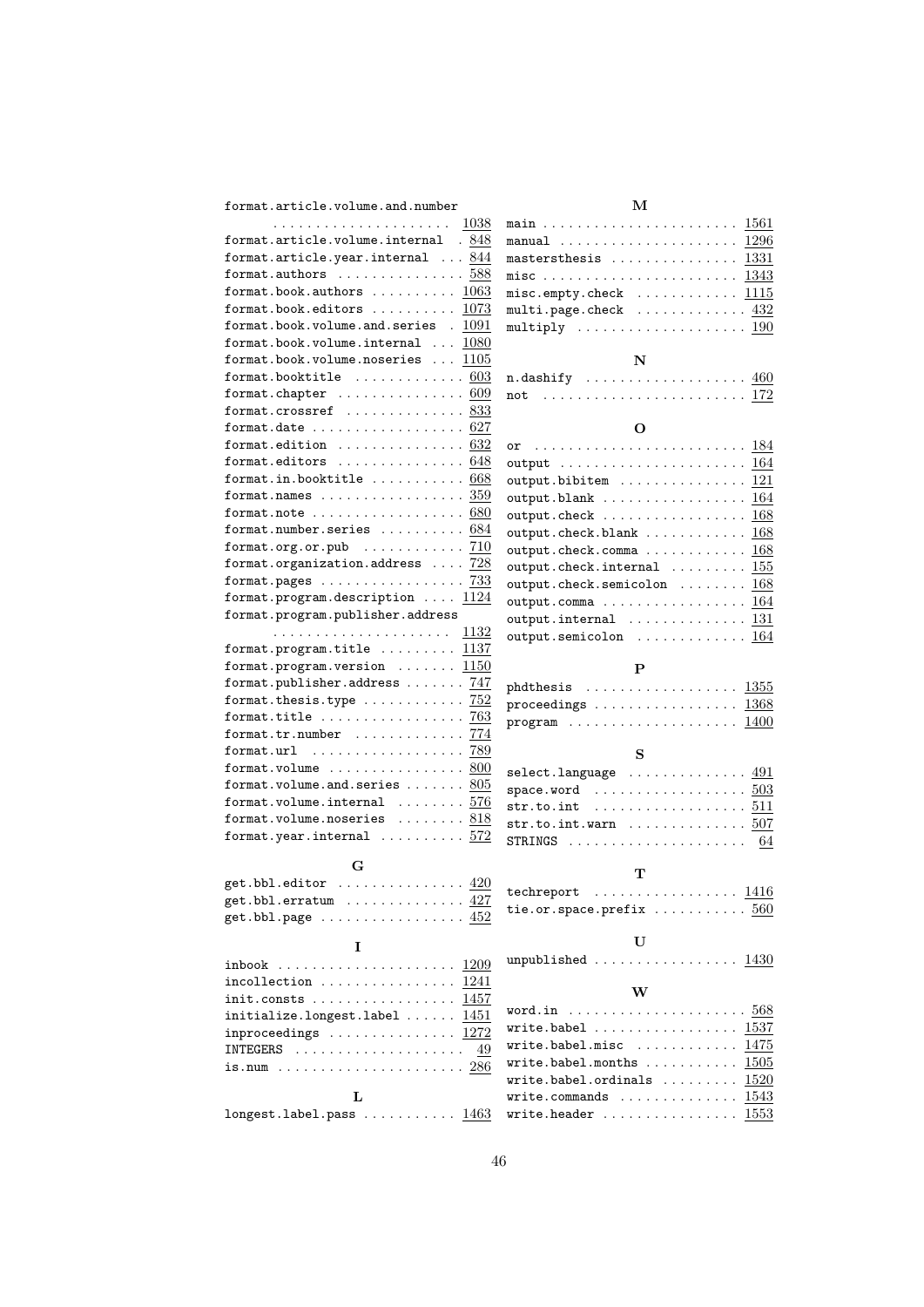format.article.volume.and.number ..................... 1038
format.article.volume.internal . 848
format.article.year.internal ... 844
format.authors .............. 588
format.book.authors .......... 1063
format.book.editors .......... 1073
format.book.volume.and.series . 1091
format.book.volume.internal ... 1080
format.book.volume.noseries ... 1105
format.booktitle ............ 603
format.chapter .............. 609
format.crossref ............. 833
format.date ................. 627
format.edition .............. 632
format.editors .............. 648
format.in.booktitle .......... 668
format.names ................ 359
format.note ................. 680
format.number.series .......... 684
format.org.or.pub ............ 710
format.organization.address .... 728
format.pages ................ 733
format.program.description .... 1124
format.program.publisher.address ..................... 1132
format.program.title ......... 1137
format.program.version ....... 1150
format.publisher.address ....... 747
format.thesis.type ............ 752
format.title ................ 763
format.tr.number ............ 774
format.url ................. 789
format.volume ............... 800
format.volume.and.series ....... 805
format.volume.internal ........ 576
format.volume.noseries ........ 818
format.year.internal .......... 572

**G**

get.bbl.editor .............. 420
get.bbl.erratum .............. 427
get.bbl.page ................. 452

**I**

inbook ..................... 1209
incollection ................ 1241
init.consts ................. 1457
initialize.longest.label ...... 1451
inproceedings ............... 1272
INTEGERS .................... 49
is.num ..................... 286

**L**

longest.label.pass ........... 1463

**M**

main ....................... 1561
manual ..................... 1296
mastersthesis ............... 1331
misc ....................... 1343
misc.empty.check ............ 1115
multi.page.check ............ 432
multiply .................... 190

**N**

n.dashify ................... 460
not ........................ 172

**O**

or ......................... 184
output ...................... 164
output.bibitem .............. 121
output.blank ................ 164
output.check ................ 168
output.check.blank ............ 168
output.check.comma ............ 168
output.check.internal ......... 155
output.check.semicolon ........ 168
output.comma ................ 164
output.internal .............. 131
output.semicolon ............. 164

**P**

phdthesis .................. 1355
proceedings ................. 1368
program .................... 1400

**S**

select.language ............. 491
space.word .................. 503
str.to.int .................. 511
str.to.int.warn .............. 507
STRINGS ..................... 64

**T**

techreport ................. 1416
tie.or.space.prefix ........... 560

**U**

unpublished ................. 1430

**W**

word.in ..................... 568
write.babel ................. 1537
write.babel.misc ............ 1475
write.babel.months ........... 1505
write.babel.ordinals ......... 1520
write.commands .............. 1543
write.header ................ 1553